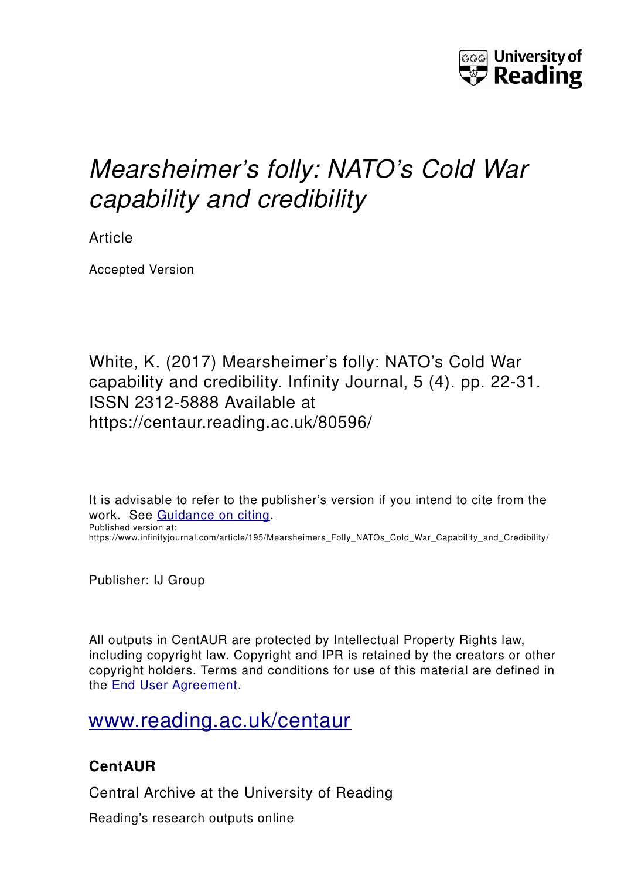University of Reading

# *Mearsheimer's folly: NATO's Cold War capability and credibility*

Article

Accepted Version

White, K. (2017) Mearsheimer's folly: NATO's Cold War capability and credibility. Infinity Journal, 5 (4). pp. 22-31. ISSN 2312-5888 Available at https://centaur.reading.ac.uk/80596/

It is advisable to refer to the publisher's version if you intend to cite from the work. See [Guidance on citing](http://centaur.reading.ac.uk/71187/10/CentAUR%20citing%20guide.pdf).
Published version at: https://www.infinityjournal.com/article/195/Mearsheimers_Folly_NATOs_Cold_War_Capability_and_Credibility/

Publisher: IJ Group

All outputs in CentAUR are protected by Intellectual Property Rights law, including copyright law. Copyright and IPR is retained by the creators or other copyright holders. Terms and conditions for use of this material are defined in the [End User Agreement](http://centaur.reading.ac.uk/licence).

[www.reading.ac.uk/centaur](http://www.reading.ac.uk/centaur)

### CentAUR

Central Archive at the University of Reading

Reading's research outputs online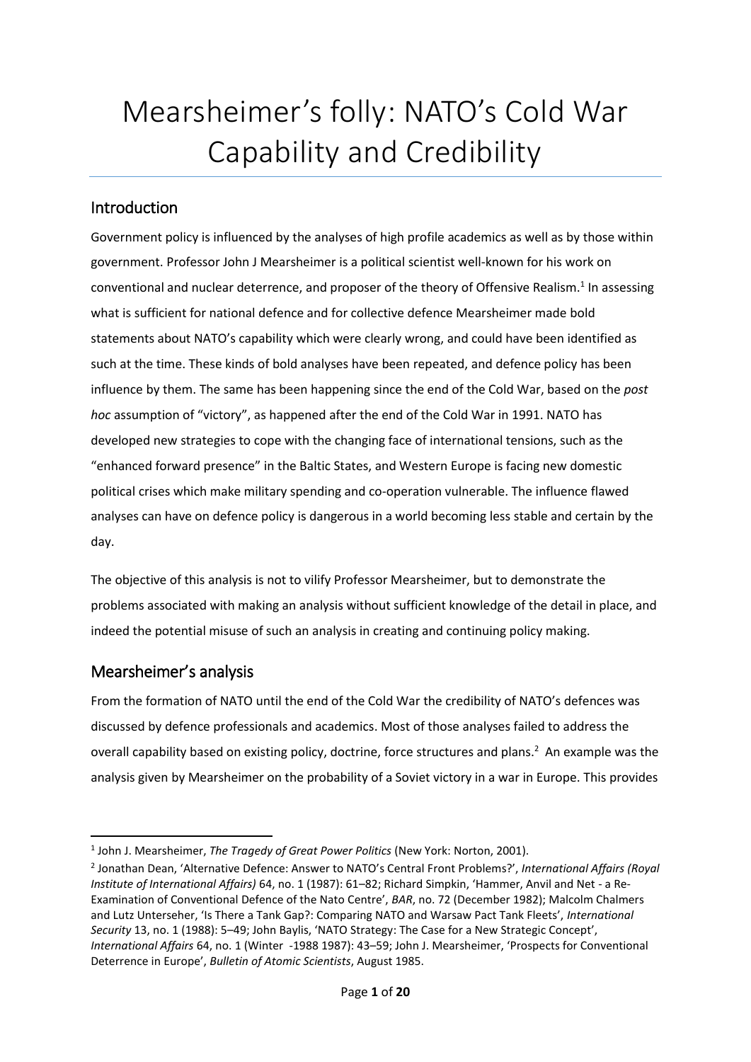# Mearsheimer's folly: NATO's Cold War Capability and Credibility

## Introduction

Government policy is influenced by the analyses of high profile academics as well as by those within government. Professor John J Mearsheimer is a political scientist well-known for his work on conventional and nuclear deterrence, and proposer of the theory of Offensive Realism.[1] In assessing what is sufficient for national defence and for collective defence Mearsheimer made bold statements about NATO's capability which were clearly wrong, and could have been identified as such at the time. These kinds of bold analyses have been repeated, and defence policy has been influence by them. The same has been happening since the end of the Cold War, based on the *post hoc* assumption of "victory", as happened after the end of the Cold War in 1991. NATO has developed new strategies to cope with the changing face of international tensions, such as the "enhanced forward presence" in the Baltic States, and Western Europe is facing new domestic political crises which make military spending and co-operation vulnerable. The influence flawed analyses can have on defence policy is dangerous in a world becoming less stable and certain by the day.

The objective of this analysis is not to vilify Professor Mearsheimer, but to demonstrate the problems associated with making an analysis without sufficient knowledge of the detail in place, and indeed the potential misuse of such an analysis in creating and continuing policy making.

## Mearsheimer's analysis

From the formation of NATO until the end of the Cold War the credibility of NATO's defences was discussed by defence professionals and academics. Most of those analyses failed to address the overall capability based on existing policy, doctrine, force structures and plans.[2] An example was the analysis given by Mearsheimer on the probability of a Soviet victory in a war in Europe. This provides

---

[1] John J. Mearsheimer, *The Tragedy of Great Power Politics* (New York: Norton, 2001).

[2] Jonathan Dean, 'Alternative Defence: Answer to NATO's Central Front Problems?', *International Affairs (Royal Institute of International Affairs)* 64, no. 1 (1987): 61–82; Richard Simpkin, 'Hammer, Anvil and Net - a Re-Examination of Conventional Defence of the Nato Centre', *BAR*, no. 72 (December 1982); Malcolm Chalmers and Lutz Unterseher, 'Is There a Tank Gap?: Comparing NATO and Warsaw Pact Tank Fleets', *International Security* 13, no. 1 (1988): 5–49; John Baylis, 'NATO Strategy: The Case for a New Strategic Concept', *International Affairs* 64, no. 1 (Winter -1988 1987): 43–59; John J. Mearsheimer, 'Prospects for Conventional Deterrence in Europe', *Bulletin of Atomic Scientists*, August 1985.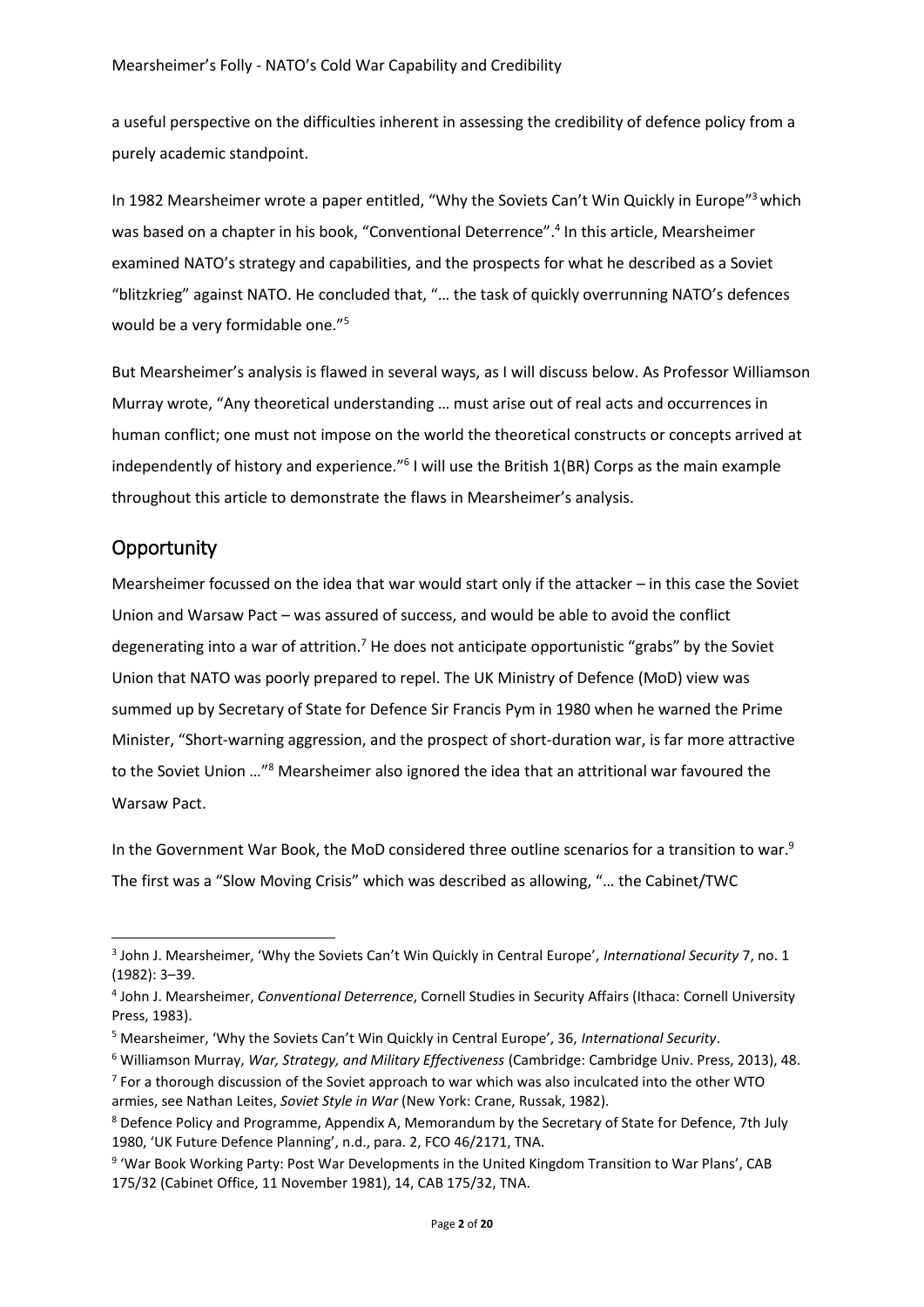a useful perspective on the difficulties inherent in assessing the credibility of defence policy from a purely academic standpoint.

In 1982 Mearsheimer wrote a paper entitled, "Why the Soviets Can't Win Quickly in Europe"[3] which was based on a chapter in his book, "Conventional Deterrence".[4] In this article, Mearsheimer examined NATO's strategy and capabilities, and the prospects for what he described as a Soviet "blitzkrieg" against NATO. He concluded that, "… the task of quickly overrunning NATO's defences would be a very formidable one."[5]

But Mearsheimer's analysis is flawed in several ways, as I will discuss below. As Professor Williamson Murray wrote, "Any theoretical understanding … must arise out of real acts and occurrences in human conflict; one must not impose on the world the theoretical constructs or concepts arrived at independently of history and experience."[6] I will use the British 1(BR) Corps as the main example throughout this article to demonstrate the flaws in Mearsheimer's analysis.

## Opportunity

Mearsheimer focussed on the idea that war would start only if the attacker – in this case the Soviet Union and Warsaw Pact – was assured of success, and would be able to avoid the conflict degenerating into a war of attrition.[7] He does not anticipate opportunistic "grabs" by the Soviet Union that NATO was poorly prepared to repel. The UK Ministry of Defence (MoD) view was summed up by Secretary of State for Defence Sir Francis Pym in 1980 when he warned the Prime Minister, "Short-warning aggression, and the prospect of short-duration war, is far more attractive to the Soviet Union …"[8] Mearsheimer also ignored the idea that an attritional war favoured the Warsaw Pact.

In the Government War Book, the MoD considered three outline scenarios for a transition to war.[9] The first was a "Slow Moving Crisis" which was described as allowing, "… the Cabinet/TWC

---

[3] John J. Mearsheimer, 'Why the Soviets Can't Win Quickly in Central Europe', *International Security* 7, no. 1 (1982): 3–39.

[4] John J. Mearsheimer, *Conventional Deterrence*, Cornell Studies in Security Affairs (Ithaca: Cornell University Press, 1983).

[5] Mearsheimer, 'Why the Soviets Can't Win Quickly in Central Europe', 36, *International Security*.

[6] Williamson Murray, *War, Strategy, and Military Effectiveness* (Cambridge: Cambridge Univ. Press, 2013), 48.

[7] For a thorough discussion of the Soviet approach to war which was also inculcated into the other WTO armies, see Nathan Leites, *Soviet Style in War* (New York: Crane, Russak, 1982).

[8] Defence Policy and Programme, Appendix A, Memorandum by the Secretary of State for Defence, 7th July 1980, 'UK Future Defence Planning', n.d., para. 2, FCO 46/2171, TNA.

[9] 'War Book Working Party: Post War Developments in the United Kingdom Transition to War Plans', CAB 175/32 (Cabinet Office, 11 November 1981), 14, CAB 175/32, TNA.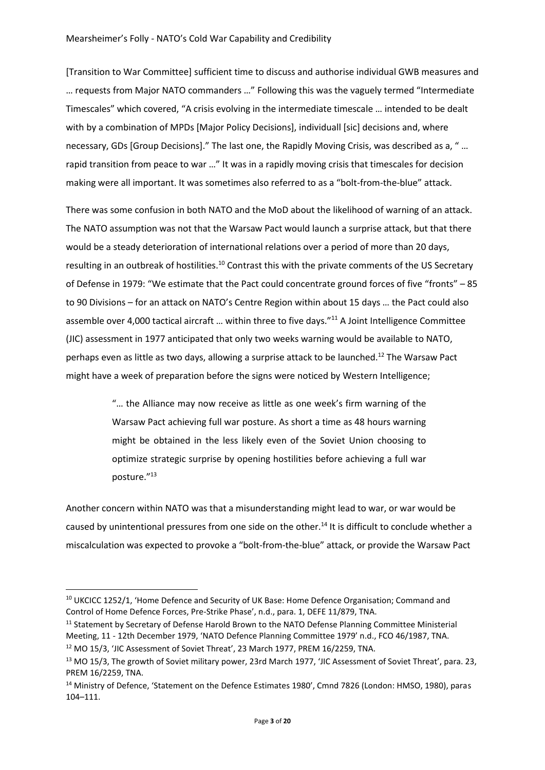[Transition to War Committee] sufficient time to discuss and authorise individual GWB measures and … requests from Major NATO commanders …" Following this was the vaguely termed "Intermediate Timescales" which covered, "A crisis evolving in the intermediate timescale … intended to be dealt with by a combination of MPDs [Major Policy Decisions], individuall [sic] decisions and, where necessary, GDs [Group Decisions]." The last one, the Rapidly Moving Crisis, was described as a, " … rapid transition from peace to war …" It was in a rapidly moving crisis that timescales for decision making were all important. It was sometimes also referred to as a "bolt-from-the-blue" attack.

There was some confusion in both NATO and the MoD about the likelihood of warning of an attack. The NATO assumption was not that the Warsaw Pact would launch a surprise attack, but that there would be a steady deterioration of international relations over a period of more than 20 days, resulting in an outbreak of hostilities.[10] Contrast this with the private comments of the US Secretary of Defense in 1979: "We estimate that the Pact could concentrate ground forces of five "fronts" – 85 to 90 Divisions – for an attack on NATO's Centre Region within about 15 days … the Pact could also assemble over 4,000 tactical aircraft … within three to five days."[11] A Joint Intelligence Committee (JIC) assessment in 1977 anticipated that only two weeks warning would be available to NATO, perhaps even as little as two days, allowing a surprise attack to be launched.[12] The Warsaw Pact might have a week of preparation before the signs were noticed by Western Intelligence;

> "… the Alliance may now receive as little as one week's firm warning of the Warsaw Pact achieving full war posture. As short a time as 48 hours warning might be obtained in the less likely even of the Soviet Union choosing to optimize strategic surprise by opening hostilities before achieving a full war posture."[13]

Another concern within NATO was that a misunderstanding might lead to war, or war would be caused by unintentional pressures from one side on the other.[14] It is difficult to conclude whether a miscalculation was expected to provoke a "bolt-from-the-blue" attack, or provide the Warsaw Pact

---

[10] UKCICC 1252/1, 'Home Defence and Security of UK Base: Home Defence Organisation; Command and Control of Home Defence Forces, Pre-Strike Phase', n.d., para. 1, DEFE 11/879, TNA.

[11] Statement by Secretary of Defense Harold Brown to the NATO Defense Planning Committee Ministerial Meeting, 11 - 12th December 1979, 'NATO Defence Planning Committee 1979' n.d., FCO 46/1987, TNA.

[12] MO 15/3, 'JIC Assessment of Soviet Threat', 23 March 1977, PREM 16/2259, TNA.

[13] MO 15/3, The growth of Soviet military power, 23rd March 1977, 'JIC Assessment of Soviet Threat', para. 23, PREM 16/2259, TNA.

[14] Ministry of Defence, 'Statement on the Defence Estimates 1980', Cmnd 7826 (London: HMSO, 1980), paras 104–111.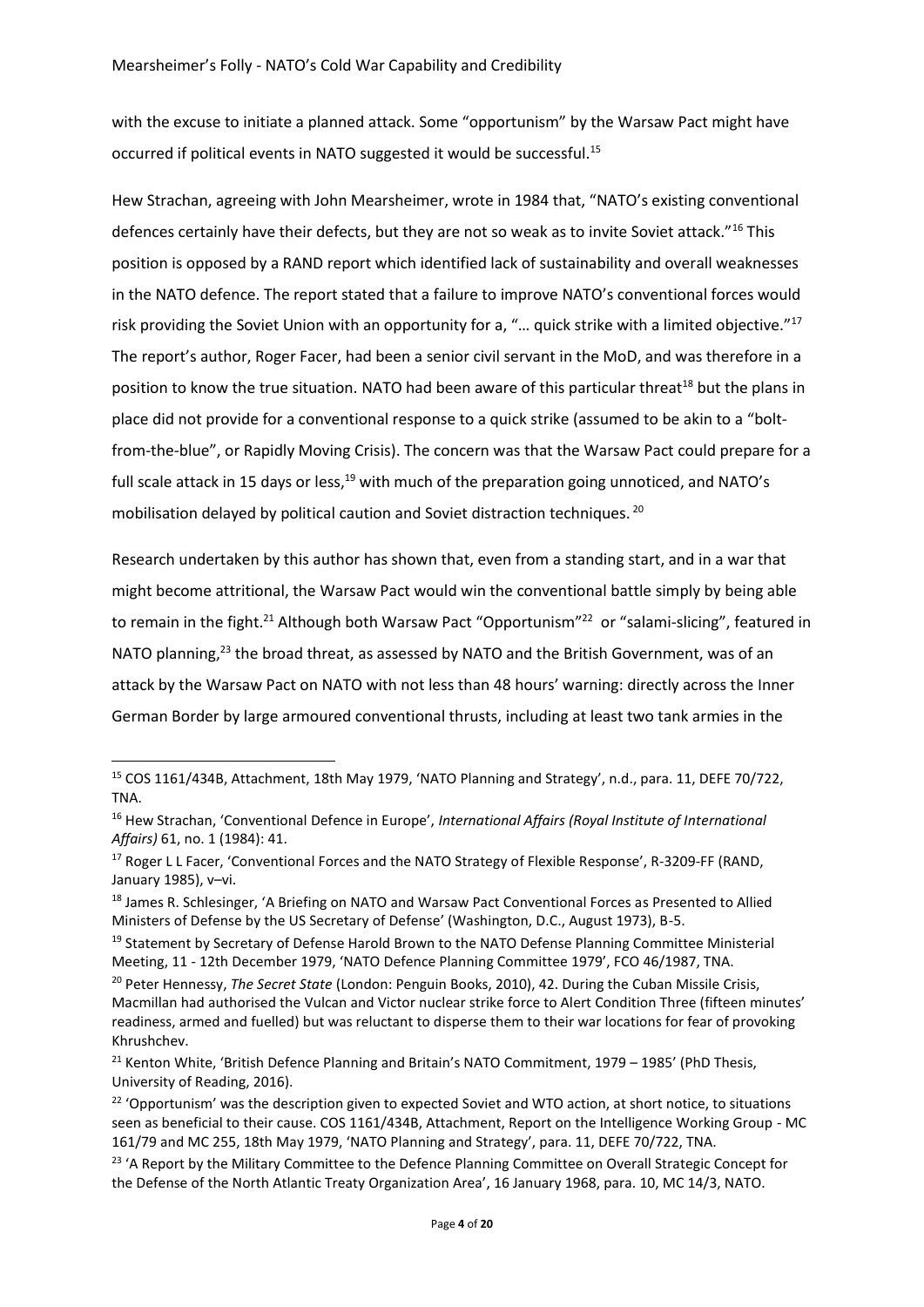with the excuse to initiate a planned attack. Some "opportunism" by the Warsaw Pact might have occurred if political events in NATO suggested it would be successful.[15]

Hew Strachan, agreeing with John Mearsheimer, wrote in 1984 that, "NATO's existing conventional defences certainly have their defects, but they are not so weak as to invite Soviet attack."[16] This position is opposed by a RAND report which identified lack of sustainability and overall weaknesses in the NATO defence. The report stated that a failure to improve NATO's conventional forces would risk providing the Soviet Union with an opportunity for a, "… quick strike with a limited objective."[17] The report's author, Roger Facer, had been a senior civil servant in the MoD, and was therefore in a position to know the true situation. NATO had been aware of this particular threat[18] but the plans in place did not provide for a conventional response to a quick strike (assumed to be akin to a "bolt-from-the-blue", or Rapidly Moving Crisis). The concern was that the Warsaw Pact could prepare for a full scale attack in 15 days or less,[19] with much of the preparation going unnoticed, and NATO's mobilisation delayed by political caution and Soviet distraction techniques.[20]

Research undertaken by this author has shown that, even from a standing start, and in a war that might become attritional, the Warsaw Pact would win the conventional battle simply by being able to remain in the fight.[21] Although both Warsaw Pact "Opportunism"[22] or "salami-slicing", featured in NATO planning,[23] the broad threat, as assessed by NATO and the British Government, was of an attack by the Warsaw Pact on NATO with not less than 48 hours' warning: directly across the Inner German Border by large armoured conventional thrusts, including at least two tank armies in the

---

[15] COS 1161/434B, Attachment, 18th May 1979, 'NATO Planning and Strategy', n.d., para. 11, DEFE 70/722, TNA.

[16] Hew Strachan, 'Conventional Defence in Europe', *International Affairs (Royal Institute of International Affairs)* 61, no. 1 (1984): 41.

[17] Roger L L Facer, 'Conventional Forces and the NATO Strategy of Flexible Response', R-3209-FF (RAND, January 1985), v–vi.

[18] James R. Schlesinger, 'A Briefing on NATO and Warsaw Pact Conventional Forces as Presented to Allied Ministers of Defense by the US Secretary of Defense' (Washington, D.C., August 1973), B-5.

[19] Statement by Secretary of Defense Harold Brown to the NATO Defense Planning Committee Ministerial Meeting, 11 - 12th December 1979, 'NATO Defence Planning Committee 1979', FCO 46/1987, TNA.

[20] Peter Hennessy, *The Secret State* (London: Penguin Books, 2010), 42. During the Cuban Missile Crisis, Macmillan had authorised the Vulcan and Victor nuclear strike force to Alert Condition Three (fifteen minutes' readiness, armed and fuelled) but was reluctant to disperse them to their war locations for fear of provoking Khrushchev.

[21] Kenton White, 'British Defence Planning and Britain's NATO Commitment, 1979 – 1985' (PhD Thesis, University of Reading, 2016).

[22] 'Opportunism' was the description given to expected Soviet and WTO action, at short notice, to situations seen as beneficial to their cause. COS 1161/434B, Attachment, Report on the Intelligence Working Group - MC 161/79 and MC 255, 18th May 1979, 'NATO Planning and Strategy', para. 11, DEFE 70/722, TNA.

[23] 'A Report by the Military Committee to the Defence Planning Committee on Overall Strategic Concept for the Defense of the North Atlantic Treaty Organization Area', 16 January 1968, para. 10, MC 14/3, NATO.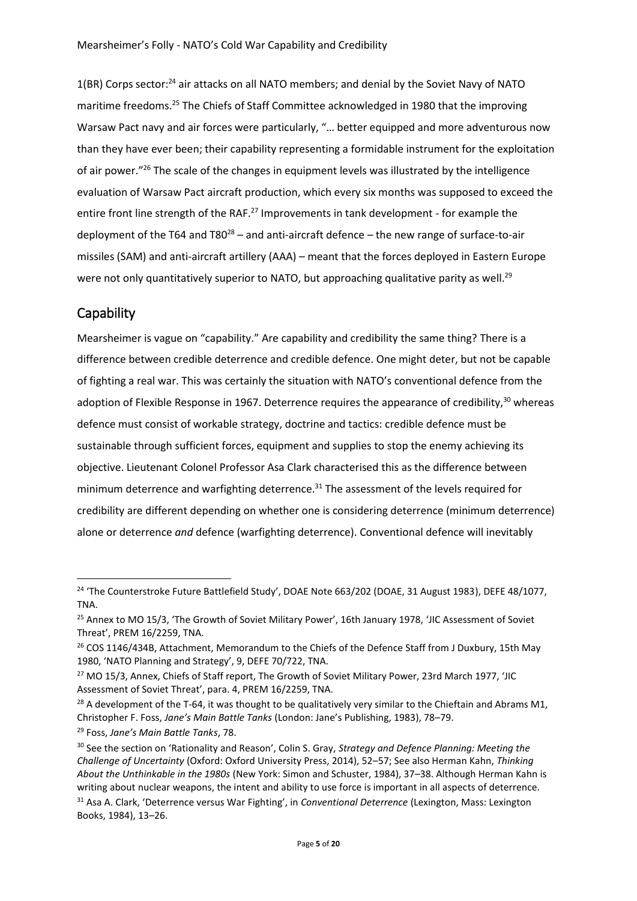1(BR) Corps sector:[24] air attacks on all NATO members; and denial by the Soviet Navy of NATO maritime freedoms.[25] The Chiefs of Staff Committee acknowledged in 1980 that the improving Warsaw Pact navy and air forces were particularly, "… better equipped and more adventurous now than they have ever been; their capability representing a formidable instrument for the exploitation of air power."[26] The scale of the changes in equipment levels was illustrated by the intelligence evaluation of Warsaw Pact aircraft production, which every six months was supposed to exceed the entire front line strength of the RAF.[27] Improvements in tank development - for example the deployment of the T64 and T80[28] – and anti-aircraft defence – the new range of surface-to-air missiles (SAM) and anti-aircraft artillery (AAA) – meant that the forces deployed in Eastern Europe were not only quantitatively superior to NATO, but approaching qualitative parity as well.[29]

## Capability

Mearsheimer is vague on "capability." Are capability and credibility the same thing? There is a difference between credible deterrence and credible defence. One might deter, but not be capable of fighting a real war. This was certainly the situation with NATO's conventional defence from the adoption of Flexible Response in 1967. Deterrence requires the appearance of credibility,[30] whereas defence must consist of workable strategy, doctrine and tactics: credible defence must be sustainable through sufficient forces, equipment and supplies to stop the enemy achieving its objective. Lieutenant Colonel Professor Asa Clark characterised this as the difference between minimum deterrence and warfighting deterrence.[31] The assessment of the levels required for credibility are different depending on whether one is considering deterrence (minimum deterrence) alone or deterrence *and* defence (warfighting deterrence). Conventional defence will inevitably

---

[24] 'The Counterstroke Future Battlefield Study', DOAE Note 663/202 (DOAE, 31 August 1983), DEFE 48/1077, TNA.

[25] Annex to MO 15/3, 'The Growth of Soviet Military Power', 16th January 1978, 'JIC Assessment of Soviet Threat', PREM 16/2259, TNA.

[26] COS 1146/434B, Attachment, Memorandum to the Chiefs of the Defence Staff from J Duxbury, 15th May 1980, 'NATO Planning and Strategy', 9, DEFE 70/722, TNA.

[27] MO 15/3, Annex, Chiefs of Staff report, The Growth of Soviet Military Power, 23rd March 1977, 'JIC Assessment of Soviet Threat', para. 4, PREM 16/2259, TNA.

[28] A development of the T-64, it was thought to be qualitatively very similar to the Chieftain and Abrams M1, Christopher F. Foss, *Jane's Main Battle Tanks* (London: Jane's Publishing, 1983), 78–79.

[29] Foss, *Jane's Main Battle Tanks*, 78.

[30] See the section on 'Rationality and Reason', Colin S. Gray, *Strategy and Defence Planning: Meeting the Challenge of Uncertainty* (Oxford: Oxford University Press, 2014), 52–57; See also Herman Kahn, *Thinking About the Unthinkable in the 1980s* (New York: Simon and Schuster, 1984), 37–38. Although Herman Kahn is writing about nuclear weapons, the intent and ability to use force is important in all aspects of deterrence.

[31] Asa A. Clark, 'Deterrence versus War Fighting', in *Conventional Deterrence* (Lexington, Mass: Lexington Books, 1984), 13–26.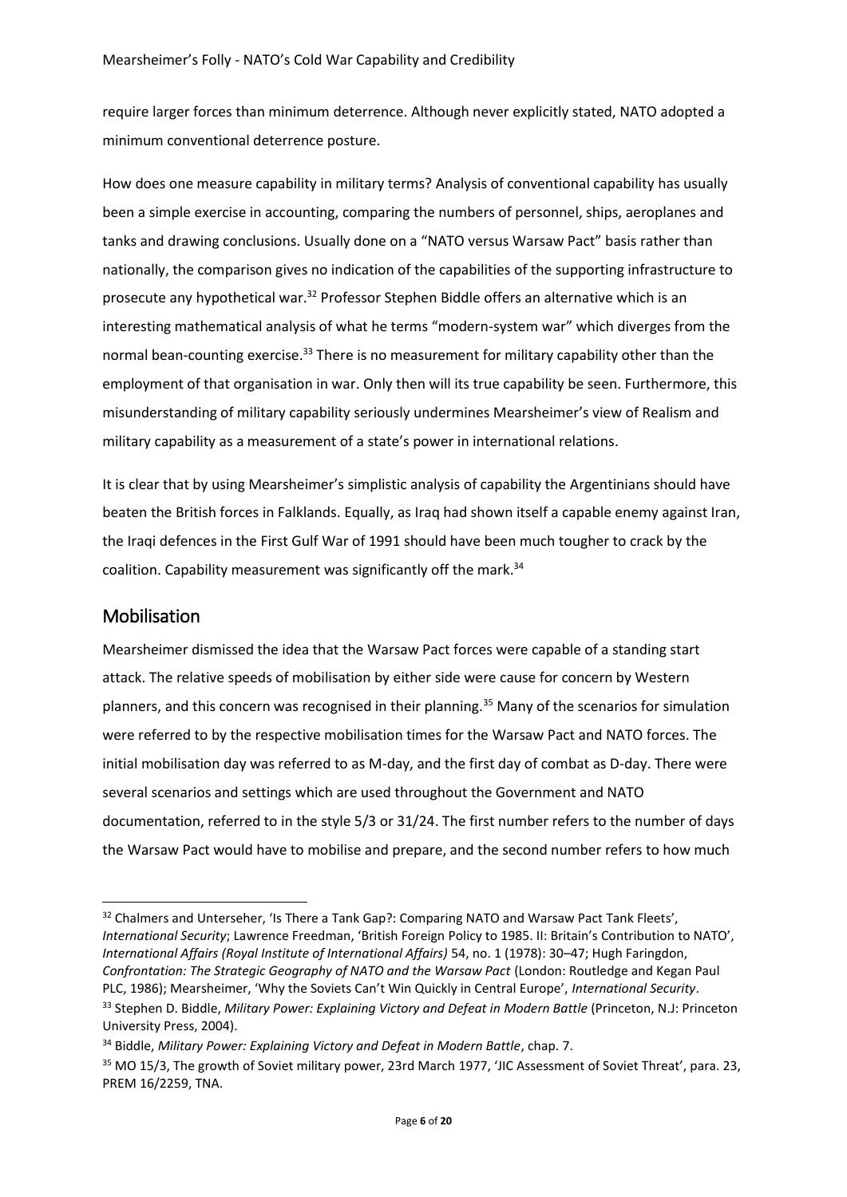require larger forces than minimum deterrence. Although never explicitly stated, NATO adopted a minimum conventional deterrence posture.

How does one measure capability in military terms? Analysis of conventional capability has usually been a simple exercise in accounting, comparing the numbers of personnel, ships, aeroplanes and tanks and drawing conclusions. Usually done on a "NATO versus Warsaw Pact" basis rather than nationally, the comparison gives no indication of the capabilities of the supporting infrastructure to prosecute any hypothetical war.[32] Professor Stephen Biddle offers an alternative which is an interesting mathematical analysis of what he terms "modern-system war" which diverges from the normal bean-counting exercise.[33] There is no measurement for military capability other than the employment of that organisation in war. Only then will its true capability be seen. Furthermore, this misunderstanding of military capability seriously undermines Mearsheimer's view of Realism and military capability as a measurement of a state's power in international relations.

It is clear that by using Mearsheimer's simplistic analysis of capability the Argentinians should have beaten the British forces in Falklands. Equally, as Iraq had shown itself a capable enemy against Iran, the Iraqi defences in the First Gulf War of 1991 should have been much tougher to crack by the coalition. Capability measurement was significantly off the mark.[34]

## Mobilisation

Mearsheimer dismissed the idea that the Warsaw Pact forces were capable of a standing start attack. The relative speeds of mobilisation by either side were cause for concern by Western planners, and this concern was recognised in their planning.[35] Many of the scenarios for simulation were referred to by the respective mobilisation times for the Warsaw Pact and NATO forces. The initial mobilisation day was referred to as M-day, and the first day of combat as D-day. There were several scenarios and settings which are used throughout the Government and NATO documentation, referred to in the style 5/3 or 31/24. The first number refers to the number of days the Warsaw Pact would have to mobilise and prepare, and the second number refers to how much

---

[32] Chalmers and Unterseher, 'Is There a Tank Gap?: Comparing NATO and Warsaw Pact Tank Fleets', *International Security*; Lawrence Freedman, 'British Foreign Policy to 1985. II: Britain's Contribution to NATO', *International Affairs (Royal Institute of International Affairs)* 54, no. 1 (1978): 30–47; Hugh Faringdon, *Confrontation: The Strategic Geography of NATO and the Warsaw Pact* (London: Routledge and Kegan Paul PLC, 1986); Mearsheimer, 'Why the Soviets Can't Win Quickly in Central Europe', *International Security*.

[33] Stephen D. Biddle, *Military Power: Explaining Victory and Defeat in Modern Battle* (Princeton, N.J: Princeton University Press, 2004).

[34] Biddle, *Military Power: Explaining Victory and Defeat in Modern Battle*, chap. 7.

[35] MO 15/3, The growth of Soviet military power, 23rd March 1977, 'JIC Assessment of Soviet Threat', para. 23, PREM 16/2259, TNA.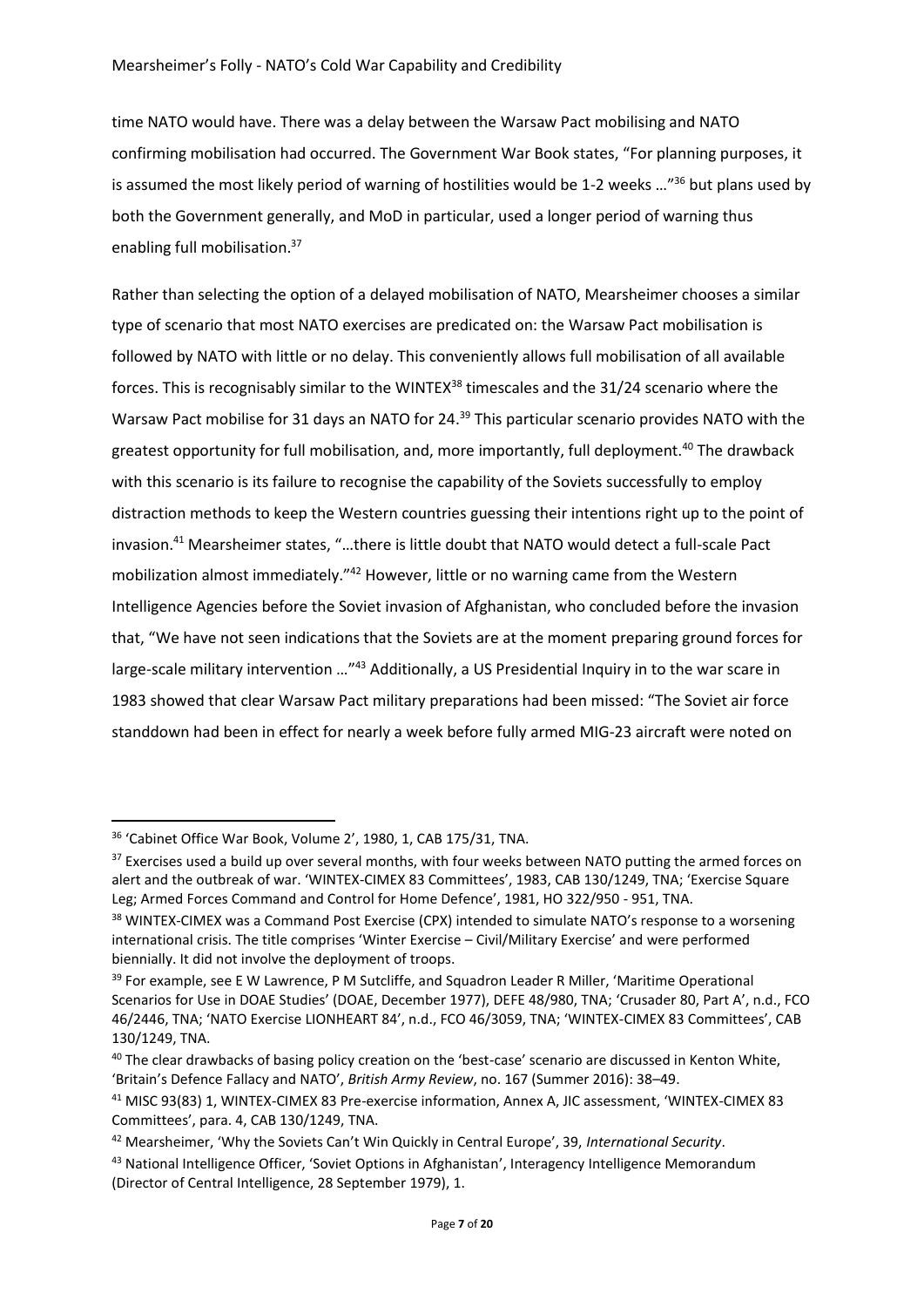time NATO would have. There was a delay between the Warsaw Pact mobilising and NATO confirming mobilisation had occurred. The Government War Book states, "For planning purposes, it is assumed the most likely period of warning of hostilities would be 1-2 weeks …"[36] but plans used by both the Government generally, and MoD in particular, used a longer period of warning thus enabling full mobilisation.[37]

Rather than selecting the option of a delayed mobilisation of NATO, Mearsheimer chooses a similar type of scenario that most NATO exercises are predicated on: the Warsaw Pact mobilisation is followed by NATO with little or no delay. This conveniently allows full mobilisation of all available forces. This is recognisably similar to the WINTEX[38] timescales and the 31/24 scenario where the Warsaw Pact mobilise for 31 days an NATO for 24.[39] This particular scenario provides NATO with the greatest opportunity for full mobilisation, and, more importantly, full deployment.[40] The drawback with this scenario is its failure to recognise the capability of the Soviets successfully to employ distraction methods to keep the Western countries guessing their intentions right up to the point of invasion.[41] Mearsheimer states, "…there is little doubt that NATO would detect a full-scale Pact mobilization almost immediately."[42] However, little or no warning came from the Western Intelligence Agencies before the Soviet invasion of Afghanistan, who concluded before the invasion that, "We have not seen indications that the Soviets are at the moment preparing ground forces for large-scale military intervention …"[43] Additionally, a US Presidential Inquiry in to the war scare in 1983 showed that clear Warsaw Pact military preparations had been missed: "The Soviet air force standdown had been in effect for nearly a week before fully armed MIG-23 aircraft were noted on

---

[36] 'Cabinet Office War Book, Volume 2', 1980, 1, CAB 175/31, TNA.

[37] Exercises used a build up over several months, with four weeks between NATO putting the armed forces on alert and the outbreak of war. 'WINTEX-CIMEX 83 Committees', 1983, CAB 130/1249, TNA; 'Exercise Square Leg; Armed Forces Command and Control for Home Defence', 1981, HO 322/950 - 951, TNA.

[38] WINTEX-CIMEX was a Command Post Exercise (CPX) intended to simulate NATO's response to a worsening international crisis. The title comprises 'Winter Exercise – Civil/Military Exercise' and were performed biennially. It did not involve the deployment of troops.

[39] For example, see E W Lawrence, P M Sutcliffe, and Squadron Leader R Miller, 'Maritime Operational Scenarios for Use in DOAE Studies' (DOAE, December 1977), DEFE 48/980, TNA; 'Crusader 80, Part A', n.d., FCO 46/2446, TNA; 'NATO Exercise LIONHEART 84', n.d., FCO 46/3059, TNA; 'WINTEX-CIMEX 83 Committees', CAB 130/1249, TNA.

[40] The clear drawbacks of basing policy creation on the 'best-case' scenario are discussed in Kenton White, 'Britain's Defence Fallacy and NATO', *British Army Review*, no. 167 (Summer 2016): 38–49.

[41] MISC 93(83) 1, WINTEX-CIMEX 83 Pre-exercise information, Annex A, JIC assessment, 'WINTEX-CIMEX 83 Committees', para. 4, CAB 130/1249, TNA.

[42] Mearsheimer, 'Why the Soviets Can't Win Quickly in Central Europe', 39, *International Security*.

[43] National Intelligence Officer, 'Soviet Options in Afghanistan', Interagency Intelligence Memorandum (Director of Central Intelligence, 28 September 1979), 1.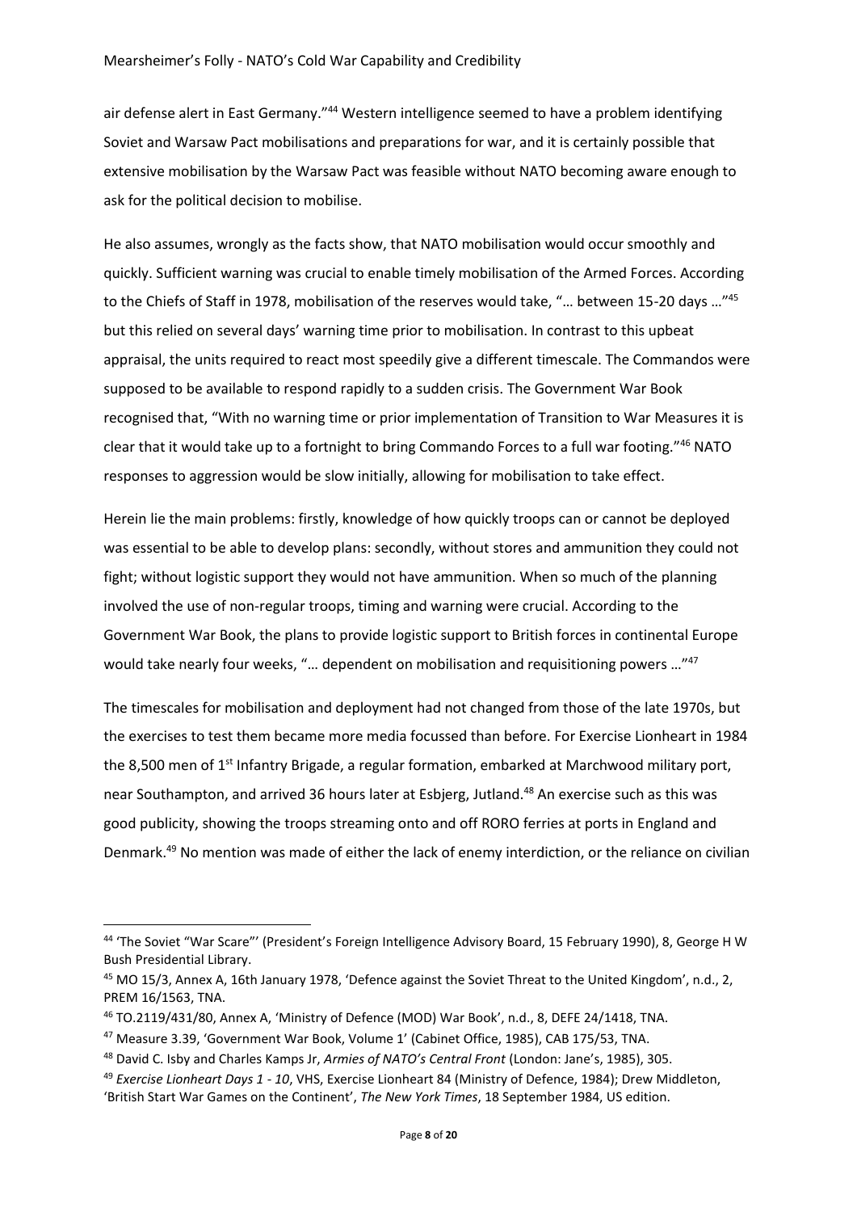air defense alert in East Germany."[44] Western intelligence seemed to have a problem identifying Soviet and Warsaw Pact mobilisations and preparations for war, and it is certainly possible that extensive mobilisation by the Warsaw Pact was feasible without NATO becoming aware enough to ask for the political decision to mobilise.

He also assumes, wrongly as the facts show, that NATO mobilisation would occur smoothly and quickly. Sufficient warning was crucial to enable timely mobilisation of the Armed Forces. According to the Chiefs of Staff in 1978, mobilisation of the reserves would take, "… between 15-20 days …"[45] but this relied on several days' warning time prior to mobilisation. In contrast to this upbeat appraisal, the units required to react most speedily give a different timescale. The Commandos were supposed to be available to respond rapidly to a sudden crisis. The Government War Book recognised that, "With no warning time or prior implementation of Transition to War Measures it is clear that it would take up to a fortnight to bring Commando Forces to a full war footing."[46] NATO responses to aggression would be slow initially, allowing for mobilisation to take effect.

Herein lie the main problems: firstly, knowledge of how quickly troops can or cannot be deployed was essential to be able to develop plans: secondly, without stores and ammunition they could not fight; without logistic support they would not have ammunition. When so much of the planning involved the use of non-regular troops, timing and warning were crucial. According to the Government War Book, the plans to provide logistic support to British forces in continental Europe would take nearly four weeks, "… dependent on mobilisation and requisitioning powers …"[47]

The timescales for mobilisation and deployment had not changed from those of the late 1970s, but the exercises to test them became more media focussed than before. For Exercise Lionheart in 1984 the 8,500 men of 1st Infantry Brigade, a regular formation, embarked at Marchwood military port, near Southampton, and arrived 36 hours later at Esbjerg, Jutland.[48] An exercise such as this was good publicity, showing the troops streaming onto and off RORO ferries at ports in England and Denmark.[49] No mention was made of either the lack of enemy interdiction, or the reliance on civilian

---

[44] 'The Soviet "War Scare"' (President's Foreign Intelligence Advisory Board, 15 February 1990), 8, George H W Bush Presidential Library.

[45] MO 15/3, Annex A, 16th January 1978, 'Defence against the Soviet Threat to the United Kingdom', n.d., 2, PREM 16/1563, TNA.

[46] TO.2119/431/80, Annex A, 'Ministry of Defence (MOD) War Book', n.d., 8, DEFE 24/1418, TNA.

[47] Measure 3.39, 'Government War Book, Volume 1' (Cabinet Office, 1985), CAB 175/53, TNA.

[48] David C. Isby and Charles Kamps Jr, *Armies of NATO's Central Front* (London: Jane's, 1985), 305.

[49] *Exercise Lionheart Days 1 - 10*, VHS, Exercise Lionheart 84 (Ministry of Defence, 1984); Drew Middleton, 'British Start War Games on the Continent', *The New York Times*, 18 September 1984, US edition.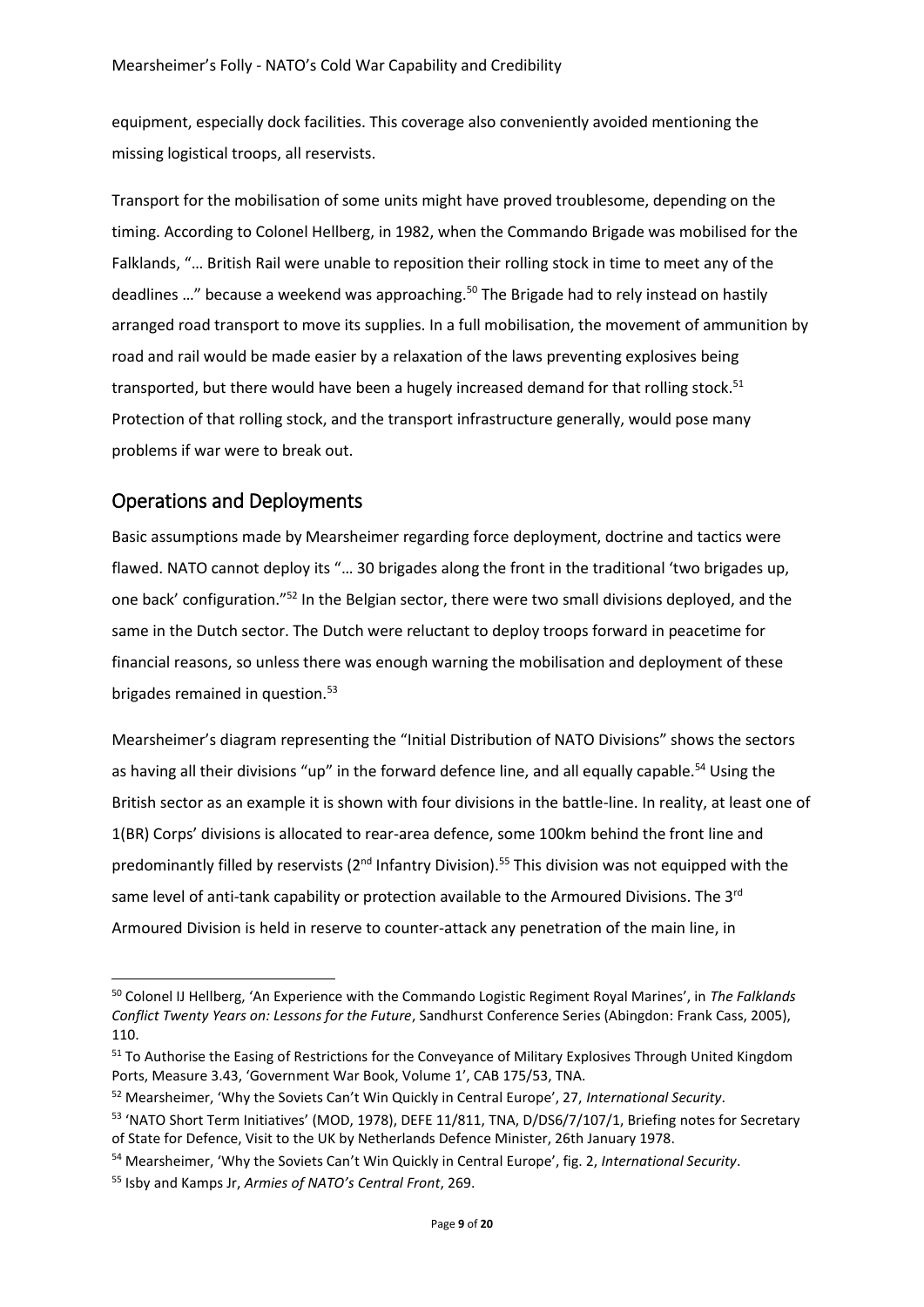equipment, especially dock facilities. This coverage also conveniently avoided mentioning the missing logistical troops, all reservists.

Transport for the mobilisation of some units might have proved troublesome, depending on the timing. According to Colonel Hellberg, in 1982, when the Commando Brigade was mobilised for the Falklands, "… British Rail were unable to reposition their rolling stock in time to meet any of the deadlines …" because a weekend was approaching.[50] The Brigade had to rely instead on hastily arranged road transport to move its supplies. In a full mobilisation, the movement of ammunition by road and rail would be made easier by a relaxation of the laws preventing explosives being transported, but there would have been a hugely increased demand for that rolling stock.[51] Protection of that rolling stock, and the transport infrastructure generally, would pose many problems if war were to break out.

## Operations and Deployments

Basic assumptions made by Mearsheimer regarding force deployment, doctrine and tactics were flawed. NATO cannot deploy its "… 30 brigades along the front in the traditional 'two brigades up, one back' configuration."[52] In the Belgian sector, there were two small divisions deployed, and the same in the Dutch sector. The Dutch were reluctant to deploy troops forward in peacetime for financial reasons, so unless there was enough warning the mobilisation and deployment of these brigades remained in question.[53]

Mearsheimer's diagram representing the "Initial Distribution of NATO Divisions" shows the sectors as having all their divisions "up" in the forward defence line, and all equally capable.[54] Using the British sector as an example it is shown with four divisions in the battle-line. In reality, at least one of 1(BR) Corps' divisions is allocated to rear-area defence, some 100km behind the front line and predominantly filled by reservists (2nd Infantry Division).[55] This division was not equipped with the same level of anti-tank capability or protection available to the Armoured Divisions. The 3rd Armoured Division is held in reserve to counter-attack any penetration of the main line, in

---

[50] Colonel IJ Hellberg, 'An Experience with the Commando Logistic Regiment Royal Marines', in *The Falklands Conflict Twenty Years on: Lessons for the Future*, Sandhurst Conference Series (Abingdon: Frank Cass, 2005), 110.

[51] To Authorise the Easing of Restrictions for the Conveyance of Military Explosives Through United Kingdom Ports, Measure 3.43, 'Government War Book, Volume 1', CAB 175/53, TNA.

[52] Mearsheimer, 'Why the Soviets Can't Win Quickly in Central Europe', 27, *International Security*.

[53] 'NATO Short Term Initiatives' (MOD, 1978), DEFE 11/811, TNA, D/DS6/7/107/1, Briefing notes for Secretary of State for Defence, Visit to the UK by Netherlands Defence Minister, 26th January 1978.

[54] Mearsheimer, 'Why the Soviets Can't Win Quickly in Central Europe', fig. 2, *International Security*.

[55] Isby and Kamps Jr, *Armies of NATO's Central Front*, 269.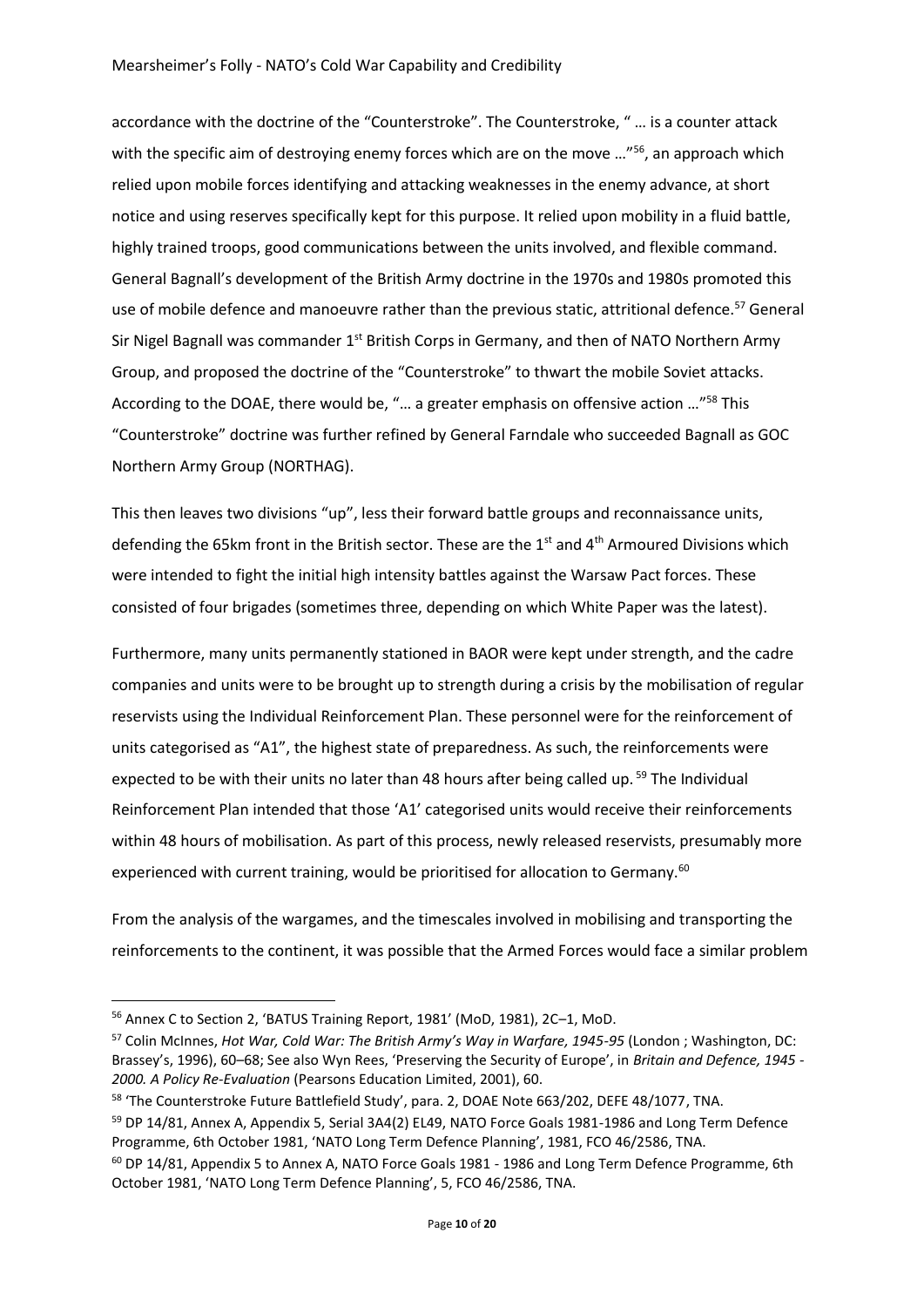accordance with the doctrine of the "Counterstroke". The Counterstroke, " … is a counter attack with the specific aim of destroying enemy forces which are on the move …"[56], an approach which relied upon mobile forces identifying and attacking weaknesses in the enemy advance, at short notice and using reserves specifically kept for this purpose. It relied upon mobility in a fluid battle, highly trained troops, good communications between the units involved, and flexible command. General Bagnall's development of the British Army doctrine in the 1970s and 1980s promoted this use of mobile defence and manoeuvre rather than the previous static, attritional defence.[57] General Sir Nigel Bagnall was commander 1st British Corps in Germany, and then of NATO Northern Army Group, and proposed the doctrine of the "Counterstroke" to thwart the mobile Soviet attacks. According to the DOAE, there would be, "… a greater emphasis on offensive action …"[58] This "Counterstroke" doctrine was further refined by General Farndale who succeeded Bagnall as GOC Northern Army Group (NORTHAG).

This then leaves two divisions "up", less their forward battle groups and reconnaissance units, defending the 65km front in the British sector. These are the 1st and 4th Armoured Divisions which were intended to fight the initial high intensity battles against the Warsaw Pact forces. These consisted of four brigades (sometimes three, depending on which White Paper was the latest).

Furthermore, many units permanently stationed in BAOR were kept under strength, and the cadre companies and units were to be brought up to strength during a crisis by the mobilisation of regular reservists using the Individual Reinforcement Plan. These personnel were for the reinforcement of units categorised as "A1", the highest state of preparedness. As such, the reinforcements were expected to be with their units no later than 48 hours after being called up.[59] The Individual Reinforcement Plan intended that those 'A1' categorised units would receive their reinforcements within 48 hours of mobilisation. As part of this process, newly released reservists, presumably more experienced with current training, would be prioritised for allocation to Germany.[60]

From the analysis of the wargames, and the timescales involved in mobilising and transporting the reinforcements to the continent, it was possible that the Armed Forces would face a similar problem

---

[56] Annex C to Section 2, 'BATUS Training Report, 1981' (MoD, 1981), 2C–1, MoD.

[57] Colin McInnes, *Hot War, Cold War: The British Army's Way in Warfare, 1945-95* (London ; Washington, DC: Brassey's, 1996), 60–68; See also Wyn Rees, 'Preserving the Security of Europe', in *Britain and Defence, 1945 - 2000. A Policy Re-Evaluation* (Pearsons Education Limited, 2001), 60.

[58] 'The Counterstroke Future Battlefield Study', para. 2, DOAE Note 663/202, DEFE 48/1077, TNA.

[59] DP 14/81, Annex A, Appendix 5, Serial 3A4(2) EL49, NATO Force Goals 1981-1986 and Long Term Defence Programme, 6th October 1981, 'NATO Long Term Defence Planning', 1981, FCO 46/2586, TNA.

[60] DP 14/81, Appendix 5 to Annex A, NATO Force Goals 1981 - 1986 and Long Term Defence Programme, 6th October 1981, 'NATO Long Term Defence Planning', 5, FCO 46/2586, TNA.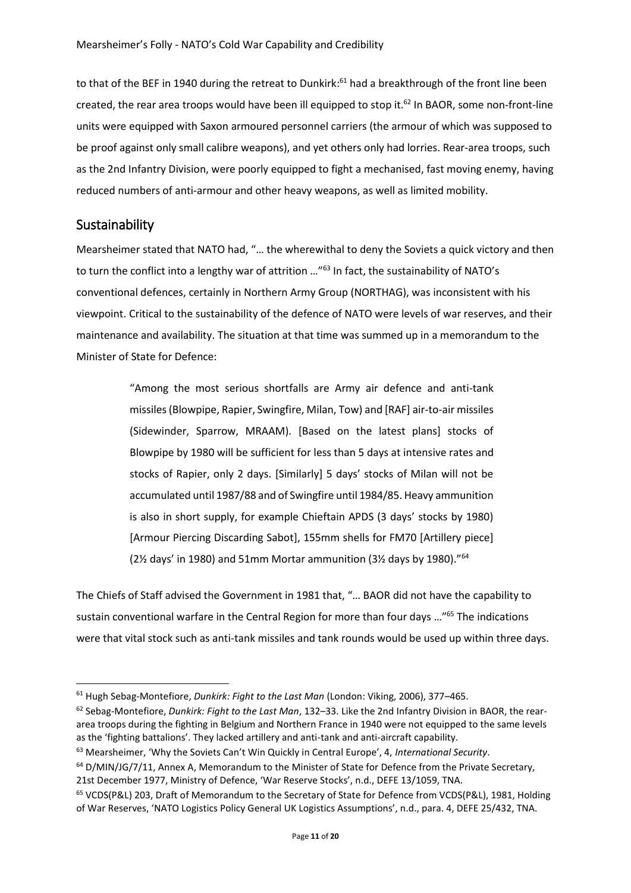to that of the BEF in 1940 during the retreat to Dunkirk:[61] had a breakthrough of the front line been created, the rear area troops would have been ill equipped to stop it.[62] In BAOR, some non-front-line units were equipped with Saxon armoured personnel carriers (the armour of which was supposed to be proof against only small calibre weapons), and yet others only had lorries. Rear-area troops, such as the 2nd Infantry Division, were poorly equipped to fight a mechanised, fast moving enemy, having reduced numbers of anti-armour and other heavy weapons, as well as limited mobility.

## Sustainability

Mearsheimer stated that NATO had, "… the wherewithal to deny the Soviets a quick victory and then to turn the conflict into a lengthy war of attrition …"[63] In fact, the sustainability of NATO's conventional defences, certainly in Northern Army Group (NORTHAG), was inconsistent with his viewpoint. Critical to the sustainability of the defence of NATO were levels of war reserves, and their maintenance and availability. The situation at that time was summed up in a memorandum to the Minister of State for Defence:

> "Among the most serious shortfalls are Army air defence and anti-tank missiles (Blowpipe, Rapier, Swingfire, Milan, Tow) and [RAF] air-to-air missiles (Sidewinder, Sparrow, MRAAM). [Based on the latest plans] stocks of Blowpipe by 1980 will be sufficient for less than 5 days at intensive rates and stocks of Rapier, only 2 days. [Similarly] 5 days' stocks of Milan will not be accumulated until 1987/88 and of Swingfire until 1984/85. Heavy ammunition is also in short supply, for example Chieftain APDS (3 days' stocks by 1980) [Armour Piercing Discarding Sabot], 155mm shells for FM70 [Artillery piece] (2½ days' in 1980) and 51mm Mortar ammunition (3½ days by 1980)."[64]

The Chiefs of Staff advised the Government in 1981 that, "… BAOR did not have the capability to sustain conventional warfare in the Central Region for more than four days …"[65] The indications were that vital stock such as anti-tank missiles and tank rounds would be used up within three days.

---

[61] Hugh Sebag-Montefiore, *Dunkirk: Fight to the Last Man* (London: Viking, 2006), 377–465.

[62] Sebag-Montefiore, *Dunkirk: Fight to the Last Man*, 132–33. Like the 2nd Infantry Division in BAOR, the rear-area troops during the fighting in Belgium and Northern France in 1940 were not equipped to the same levels as the 'fighting battalions'. They lacked artillery and anti-tank and anti-aircraft capability.

[63] Mearsheimer, 'Why the Soviets Can't Win Quickly in Central Europe', 4, *International Security*.

[64] D/MIN/JG/7/11, Annex A, Memorandum to the Minister of State for Defence from the Private Secretary, 21st December 1977, Ministry of Defence, 'War Reserve Stocks', n.d., DEFE 13/1059, TNA.

[65] VCDS(P&L) 203, Draft of Memorandum to the Secretary of State for Defence from VCDS(P&L), 1981, Holding of War Reserves, 'NATO Logistics Policy General UK Logistics Assumptions', n.d., para. 4, DEFE 25/432, TNA.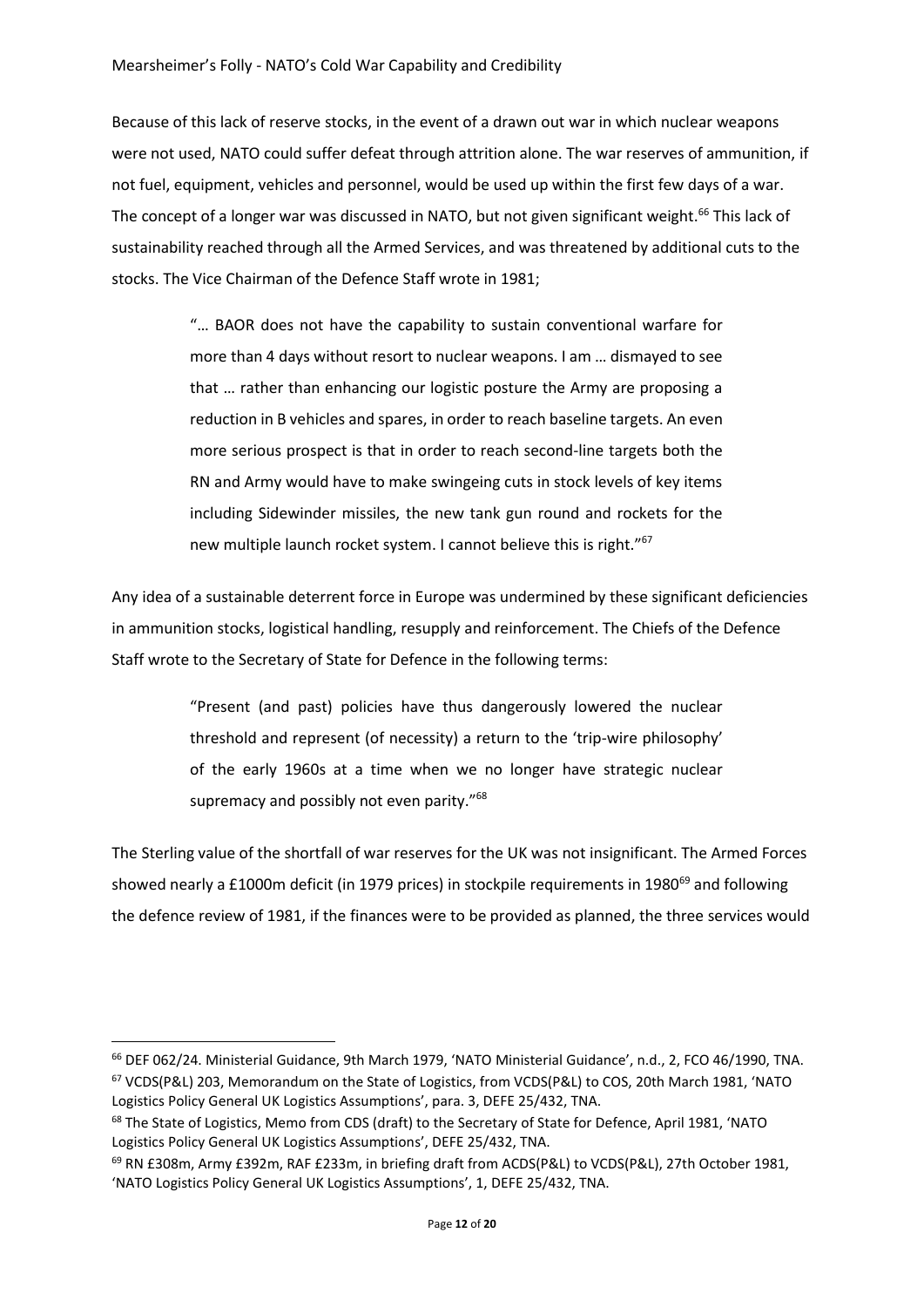Because of this lack of reserve stocks, in the event of a drawn out war in which nuclear weapons were not used, NATO could suffer defeat through attrition alone. The war reserves of ammunition, if not fuel, equipment, vehicles and personnel, would be used up within the first few days of a war. The concept of a longer war was discussed in NATO, but not given significant weight.[66] This lack of sustainability reached through all the Armed Services, and was threatened by additional cuts to the stocks. The Vice Chairman of the Defence Staff wrote in 1981;

> "… BAOR does not have the capability to sustain conventional warfare for more than 4 days without resort to nuclear weapons. I am … dismayed to see that … rather than enhancing our logistic posture the Army are proposing a reduction in B vehicles and spares, in order to reach baseline targets. An even more serious prospect is that in order to reach second-line targets both the RN and Army would have to make swingeing cuts in stock levels of key items including Sidewinder missiles, the new tank gun round and rockets for the new multiple launch rocket system. I cannot believe this is right."[67]

Any idea of a sustainable deterrent force in Europe was undermined by these significant deficiencies in ammunition stocks, logistical handling, resupply and reinforcement. The Chiefs of the Defence Staff wrote to the Secretary of State for Defence in the following terms:

> "Present (and past) policies have thus dangerously lowered the nuclear threshold and represent (of necessity) a return to the 'trip-wire philosophy' of the early 1960s at a time when we no longer have strategic nuclear supremacy and possibly not even parity."[68]

The Sterling value of the shortfall of war reserves for the UK was not insignificant. The Armed Forces showed nearly a £1000m deficit (in 1979 prices) in stockpile requirements in 1980[69] and following the defence review of 1981, if the finances were to be provided as planned, the three services would

---

[66] DEF 062/24. Ministerial Guidance, 9th March 1979, 'NATO Ministerial Guidance', n.d., 2, FCO 46/1990, TNA.

[67] VCDS(P&L) 203, Memorandum on the State of Logistics, from VCDS(P&L) to COS, 20th March 1981, 'NATO Logistics Policy General UK Logistics Assumptions', para. 3, DEFE 25/432, TNA.

[68] The State of Logistics, Memo from CDS (draft) to the Secretary of State for Defence, April 1981, 'NATO Logistics Policy General UK Logistics Assumptions', DEFE 25/432, TNA.

[69] RN £308m, Army £392m, RAF £233m, in briefing draft from ACDS(P&L) to VCDS(P&L), 27th October 1981, 'NATO Logistics Policy General UK Logistics Assumptions', 1, DEFE 25/432, TNA.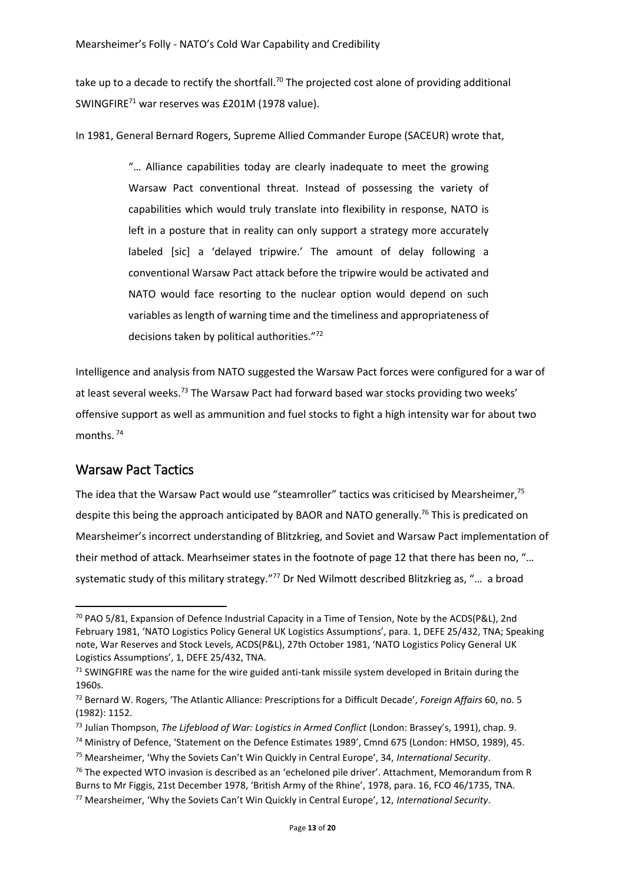take up to a decade to rectify the shortfall.[70] The projected cost alone of providing additional SWINGFIRE[71] war reserves was £201M (1978 value).

In 1981, General Bernard Rogers, Supreme Allied Commander Europe (SACEUR) wrote that,

> "… Alliance capabilities today are clearly inadequate to meet the growing Warsaw Pact conventional threat. Instead of possessing the variety of capabilities which would truly translate into flexibility in response, NATO is left in a posture that in reality can only support a strategy more accurately labeled [sic] a 'delayed tripwire.' The amount of delay following a conventional Warsaw Pact attack before the tripwire would be activated and NATO would face resorting to the nuclear option would depend on such variables as length of warning time and the timeliness and appropriateness of decisions taken by political authorities."[72]

Intelligence and analysis from NATO suggested the Warsaw Pact forces were configured for a war of at least several weeks.[73] The Warsaw Pact had forward based war stocks providing two weeks' offensive support as well as ammunition and fuel stocks to fight a high intensity war for about two months.[74]

## Warsaw Pact Tactics

The idea that the Warsaw Pact would use "steamroller" tactics was criticised by Mearsheimer,[75] despite this being the approach anticipated by BAOR and NATO generally.[76] This is predicated on Mearsheimer's incorrect understanding of Blitzkrieg, and Soviet and Warsaw Pact implementation of their method of attack. Mearhseimer states in the footnote of page 12 that there has been no, "… systematic study of this military strategy."[77] Dr Ned Wilmott described Blitzkrieg as, "… a broad

---

[70] PAO 5/81, Expansion of Defence Industrial Capacity in a Time of Tension, Note by the ACDS(P&L), 2nd February 1981, 'NATO Logistics Policy General UK Logistics Assumptions', para. 1, DEFE 25/432, TNA; Speaking note, War Reserves and Stock Levels, ACDS(P&L), 27th October 1981, 'NATO Logistics Policy General UK Logistics Assumptions', 1, DEFE 25/432, TNA.

[71] SWINGFIRE was the name for the wire guided anti-tank missile system developed in Britain during the 1960s.

[72] Bernard W. Rogers, 'The Atlantic Alliance: Prescriptions for a Difficult Decade', *Foreign Affairs* 60, no. 5 (1982): 1152.

[73] Julian Thompson, *The Lifeblood of War: Logistics in Armed Conflict* (London: Brassey's, 1991), chap. 9.

[74] Ministry of Defence, 'Statement on the Defence Estimates 1989', Cmnd 675 (London: HMSO, 1989), 45.

[75] Mearsheimer, 'Why the Soviets Can't Win Quickly in Central Europe', 34, *International Security*.

[76] The expected WTO invasion is described as an 'echeloned pile driver'. Attachment, Memorandum from R Burns to Mr Figgis, 21st December 1978, 'British Army of the Rhine', 1978, para. 16, FCO 46/1735, TNA.

[77] Mearsheimer, 'Why the Soviets Can't Win Quickly in Central Europe', 12, *International Security*.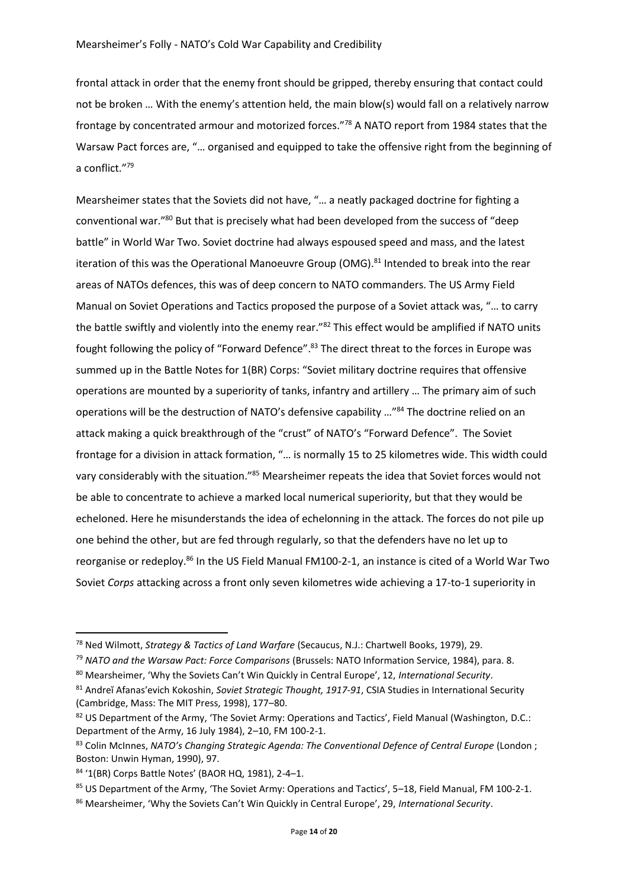frontal attack in order that the enemy front should be gripped, thereby ensuring that contact could not be broken … With the enemy's attention held, the main blow(s) would fall on a relatively narrow frontage by concentrated armour and motorized forces."[78] A NATO report from 1984 states that the Warsaw Pact forces are, "… organised and equipped to take the offensive right from the beginning of a conflict."[79]

Mearsheimer states that the Soviets did not have, "… a neatly packaged doctrine for fighting a conventional war."[80] But that is precisely what had been developed from the success of "deep battle" in World War Two. Soviet doctrine had always espoused speed and mass, and the latest iteration of this was the Operational Manoeuvre Group (OMG).[81] Intended to break into the rear areas of NATOs defences, this was of deep concern to NATO commanders. The US Army Field Manual on Soviet Operations and Tactics proposed the purpose of a Soviet attack was, "… to carry the battle swiftly and violently into the enemy rear."[82] This effect would be amplified if NATO units fought following the policy of "Forward Defence".[83] The direct threat to the forces in Europe was summed up in the Battle Notes for 1(BR) Corps: "Soviet military doctrine requires that offensive operations are mounted by a superiority of tanks, infantry and artillery … The primary aim of such operations will be the destruction of NATO's defensive capability …"[84] The doctrine relied on an attack making a quick breakthrough of the "crust" of NATO's "Forward Defence". The Soviet frontage for a division in attack formation, "… is normally 15 to 25 kilometres wide. This width could vary considerably with the situation."[85] Mearsheimer repeats the idea that Soviet forces would not be able to concentrate to achieve a marked local numerical superiority, but that they would be echeloned. Here he misunderstands the idea of echelonning in the attack. The forces do not pile up one behind the other, but are fed through regularly, so that the defenders have no let up to reorganise or redeploy.[86] In the US Field Manual FM100-2-1, an instance is cited of a World War Two Soviet *Corps* attacking across a front only seven kilometres wide achieving a 17-to-1 superiority in

---

[78] Ned Wilmott, *Strategy & Tactics of Land Warfare* (Secaucus, N.J.: Chartwell Books, 1979), 29.

[79] *NATO and the Warsaw Pact: Force Comparisons* (Brussels: NATO Information Service, 1984), para. 8.

[80] Mearsheimer, 'Why the Soviets Can't Win Quickly in Central Europe', 12, *International Security*.

[81] Andreĭ Afanas'evich Kokoshin, *Soviet Strategic Thought, 1917-91*, CSIA Studies in International Security (Cambridge, Mass: The MIT Press, 1998), 177–80.

[82] US Department of the Army, 'The Soviet Army: Operations and Tactics', Field Manual (Washington, D.C.: Department of the Army, 16 July 1984), 2–10, FM 100-2-1.

[83] Colin McInnes, *NATO's Changing Strategic Agenda: The Conventional Defence of Central Europe* (London ; Boston: Unwin Hyman, 1990), 97.

[84] '1(BR) Corps Battle Notes' (BAOR HQ, 1981), 2-4–1.

[85] US Department of the Army, 'The Soviet Army: Operations and Tactics', 5–18, Field Manual, FM 100-2-1.

[86] Mearsheimer, 'Why the Soviets Can't Win Quickly in Central Europe', 29, *International Security*.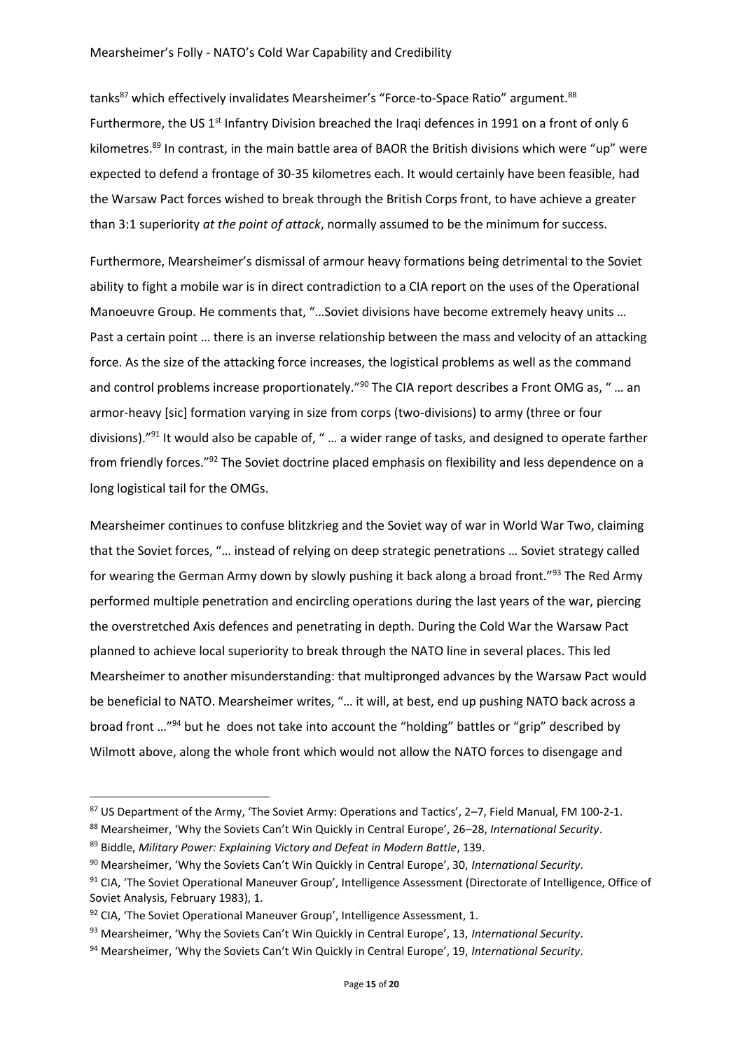tanks[87] which effectively invalidates Mearsheimer's "Force-to-Space Ratio" argument.[88] Furthermore, the US 1st Infantry Division breached the Iraqi defences in 1991 on a front of only 6 kilometres.[89] In contrast, in the main battle area of BAOR the British divisions which were "up" were expected to defend a frontage of 30-35 kilometres each. It would certainly have been feasible, had the Warsaw Pact forces wished to break through the British Corps front, to have achieve a greater than 3:1 superiority *at the point of attack*, normally assumed to be the minimum for success.

Furthermore, Mearsheimer's dismissal of armour heavy formations being detrimental to the Soviet ability to fight a mobile war is in direct contradiction to a CIA report on the uses of the Operational Manoeuvre Group. He comments that, "…Soviet divisions have become extremely heavy units … Past a certain point … there is an inverse relationship between the mass and velocity of an attacking force. As the size of the attacking force increases, the logistical problems as well as the command and control problems increase proportionately."[90] The CIA report describes a Front OMG as, " … an armor-heavy [sic] formation varying in size from corps (two-divisions) to army (three or four divisions)."[91] It would also be capable of, " … a wider range of tasks, and designed to operate farther from friendly forces."[92] The Soviet doctrine placed emphasis on flexibility and less dependence on a long logistical tail for the OMGs.

Mearsheimer continues to confuse blitzkrieg and the Soviet way of war in World War Two, claiming that the Soviet forces, "… instead of relying on deep strategic penetrations … Soviet strategy called for wearing the German Army down by slowly pushing it back along a broad front."[93] The Red Army performed multiple penetration and encircling operations during the last years of the war, piercing the overstretched Axis defences and penetrating in depth. During the Cold War the Warsaw Pact planned to achieve local superiority to break through the NATO line in several places. This led Mearsheimer to another misunderstanding: that multipronged advances by the Warsaw Pact would be beneficial to NATO. Mearsheimer writes, "… it will, at best, end up pushing NATO back across a broad front …"[94] but he does not take into account the "holding" battles or "grip" described by Wilmott above, along the whole front which would not allow the NATO forces to disengage and

---

[87] US Department of the Army, 'The Soviet Army: Operations and Tactics', 2–7, Field Manual, FM 100-2-1.

[88] Mearsheimer, 'Why the Soviets Can't Win Quickly in Central Europe', 26–28, *International Security*.

[89] Biddle, *Military Power: Explaining Victory and Defeat in Modern Battle*, 139.

[90] Mearsheimer, 'Why the Soviets Can't Win Quickly in Central Europe', 30, *International Security*.

[91] CIA, 'The Soviet Operational Maneuver Group', Intelligence Assessment (Directorate of Intelligence, Office of Soviet Analysis, February 1983), 1.

[92] CIA, 'The Soviet Operational Maneuver Group', Intelligence Assessment, 1.

[93] Mearsheimer, 'Why the Soviets Can't Win Quickly in Central Europe', 13, *International Security*.

[94] Mearsheimer, 'Why the Soviets Can't Win Quickly in Central Europe', 19, *International Security*.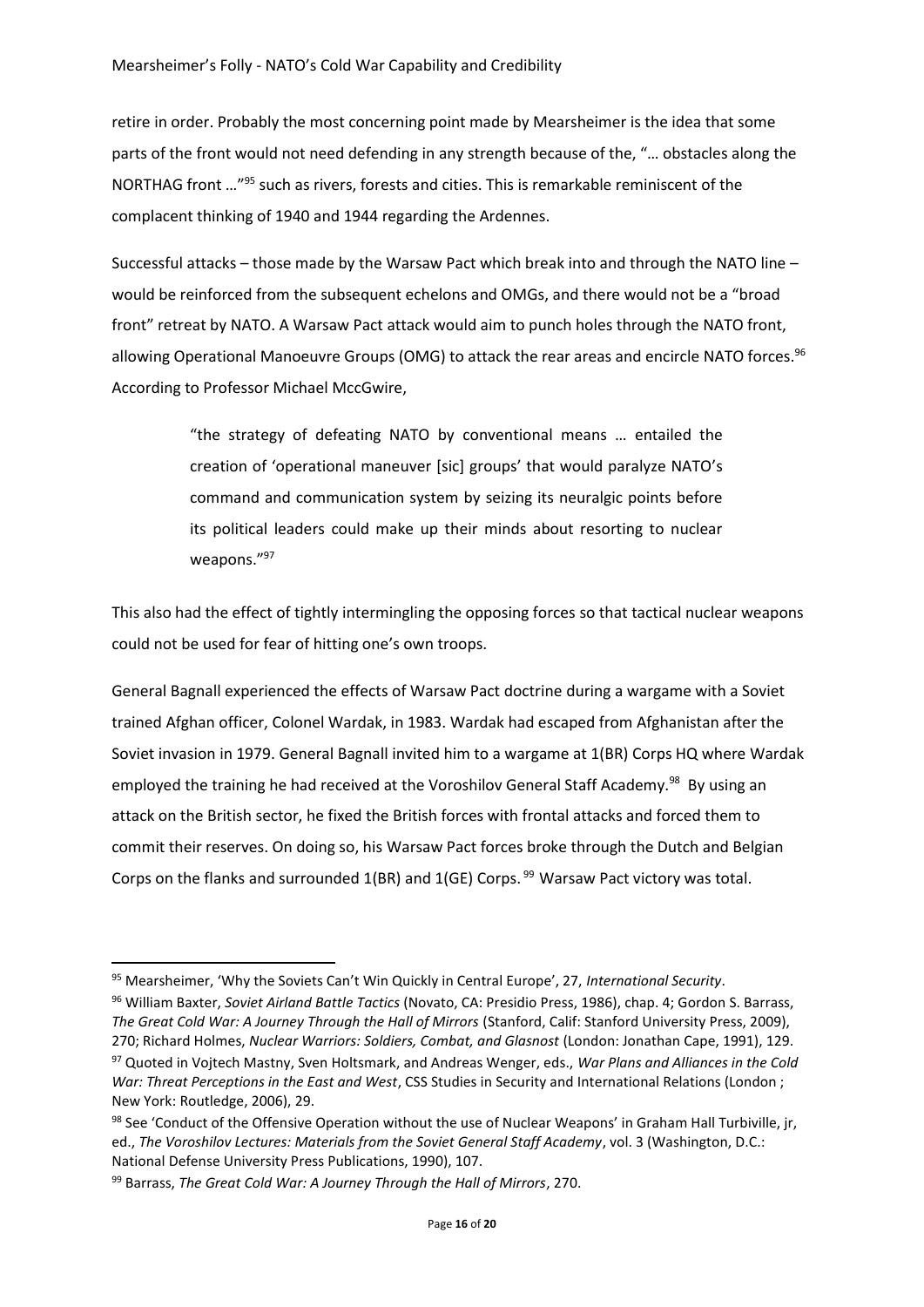retire in order. Probably the most concerning point made by Mearsheimer is the idea that some parts of the front would not need defending in any strength because of the, "… obstacles along the NORTHAG front …"[95] such as rivers, forests and cities. This is remarkable reminiscent of the complacent thinking of 1940 and 1944 regarding the Ardennes.

Successful attacks – those made by the Warsaw Pact which break into and through the NATO line – would be reinforced from the subsequent echelons and OMGs, and there would not be a "broad front" retreat by NATO. A Warsaw Pact attack would aim to punch holes through the NATO front, allowing Operational Manoeuvre Groups (OMG) to attack the rear areas and encircle NATO forces.[96] According to Professor Michael McGwire,

> "the strategy of defeating NATO by conventional means … entailed the creation of 'operational maneuver [sic] groups' that would paralyze NATO's command and communication system by seizing its neuralgic points before its political leaders could make up their minds about resorting to nuclear weapons."[97]

This also had the effect of tightly intermingling the opposing forces so that tactical nuclear weapons could not be used for fear of hitting one's own troops.

General Bagnall experienced the effects of Warsaw Pact doctrine during a wargame with a Soviet trained Afghan officer, Colonel Wardak, in 1983. Wardak had escaped from Afghanistan after the Soviet invasion in 1979. General Bagnall invited him to a wargame at 1(BR) Corps HQ where Wardak employed the training he had received at the Voroshilov General Staff Academy.[98] By using an attack on the British sector, he fixed the British forces with frontal attacks and forced them to commit their reserves. On doing so, his Warsaw Pact forces broke through the Dutch and Belgian Corps on the flanks and surrounded 1(BR) and 1(GE) Corps.[99] Warsaw Pact victory was total.

---

[95] Mearsheimer, 'Why the Soviets Can't Win Quickly in Central Europe', 27, *International Security*.

[96] William Baxter, *Soviet Airland Battle Tactics* (Novato, CA: Presidio Press, 1986), chap. 4; Gordon S. Barrass, *The Great Cold War: A Journey Through the Hall of Mirrors* (Stanford, Calif: Stanford University Press, 2009), 270; Richard Holmes, *Nuclear Warriors: Soldiers, Combat, and Glasnost* (London: Jonathan Cape, 1991), 129.

[97] Quoted in Vojtech Mastny, Sven Holtsmark, and Andreas Wenger, eds., *War Plans and Alliances in the Cold War: Threat Perceptions in the East and West*, CSS Studies in Security and International Relations (London ; New York: Routledge, 2006), 29.

[98] See 'Conduct of the Offensive Operation without the use of Nuclear Weapons' in Graham Hall Turbiville, jr, ed., *The Voroshilov Lectures: Materials from the Soviet General Staff Academy*, vol. 3 (Washington, D.C.: National Defense University Press Publications, 1990), 107.

[99] Barrass, *The Great Cold War: A Journey Through the Hall of Mirrors*, 270.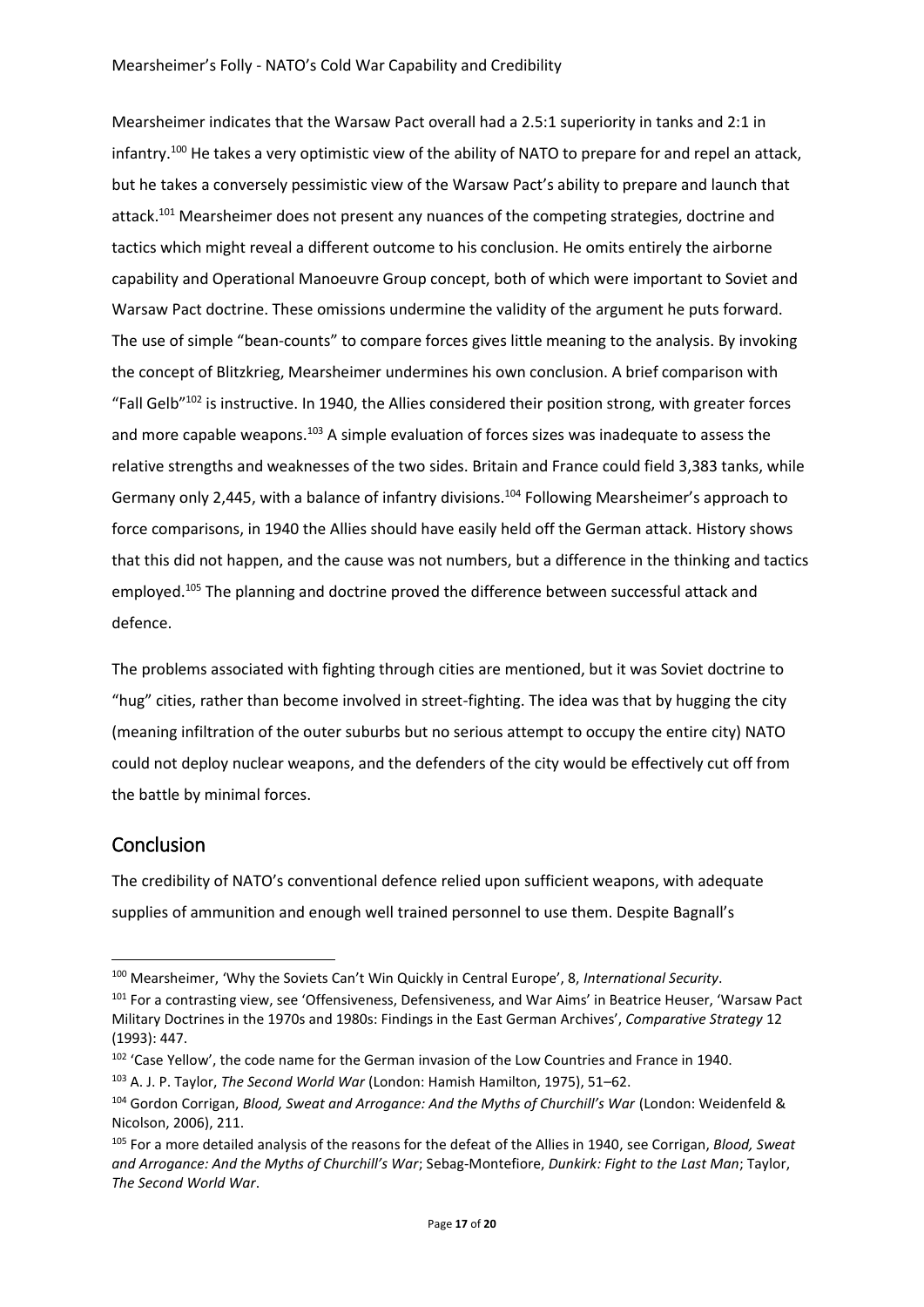Mearsheimer indicates that the Warsaw Pact overall had a 2.5:1 superiority in tanks and 2:1 in infantry.[100] He takes a very optimistic view of the ability of NATO to prepare for and repel an attack, but he takes a conversely pessimistic view of the Warsaw Pact's ability to prepare and launch that attack.[101] Mearsheimer does not present any nuances of the competing strategies, doctrine and tactics which might reveal a different outcome to his conclusion. He omits entirely the airborne capability and Operational Manoeuvre Group concept, both of which were important to Soviet and Warsaw Pact doctrine. These omissions undermine the validity of the argument he puts forward. The use of simple "bean-counts" to compare forces gives little meaning to the analysis. By invoking the concept of Blitzkrieg, Mearsheimer undermines his own conclusion. A brief comparison with "Fall Gelb"[102] is instructive. In 1940, the Allies considered their position strong, with greater forces and more capable weapons.[103] A simple evaluation of forces sizes was inadequate to assess the relative strengths and weaknesses of the two sides. Britain and France could field 3,383 tanks, while Germany only 2,445, with a balance of infantry divisions.[104] Following Mearsheimer's approach to force comparisons, in 1940 the Allies should have easily held off the German attack. History shows that this did not happen, and the cause was not numbers, but a difference in the thinking and tactics employed.[105] The planning and doctrine proved the difference between successful attack and defence.

The problems associated with fighting through cities are mentioned, but it was Soviet doctrine to "hug" cities, rather than become involved in street-fighting. The idea was that by hugging the city (meaning infiltration of the outer suburbs but no serious attempt to occupy the entire city) NATO could not deploy nuclear weapons, and the defenders of the city would be effectively cut off from the battle by minimal forces.

## Conclusion

The credibility of NATO's conventional defence relied upon sufficient weapons, with adequate supplies of ammunition and enough well trained personnel to use them. Despite Bagnall's

---

[100] Mearsheimer, 'Why the Soviets Can't Win Quickly in Central Europe', 8, *International Security*.

[101] For a contrasting view, see 'Offensiveness, Defensiveness, and War Aims' in Beatrice Heuser, 'Warsaw Pact Military Doctrines in the 1970s and 1980s: Findings in the East German Archives', *Comparative Strategy* 12 (1993): 447.

[102] 'Case Yellow', the code name for the German invasion of the Low Countries and France in 1940.

[103] A. J. P. Taylor, *The Second World War* (London: Hamish Hamilton, 1975), 51–62.

[104] Gordon Corrigan, *Blood, Sweat and Arrogance: And the Myths of Churchill's War* (London: Weidenfeld & Nicolson, 2006), 211.

[105] For a more detailed analysis of the reasons for the defeat of the Allies in 1940, see Corrigan, *Blood, Sweat and Arrogance: And the Myths of Churchill's War*; Sebag-Montefiore, *Dunkirk: Fight to the Last Man*; Taylor, *The Second World War*.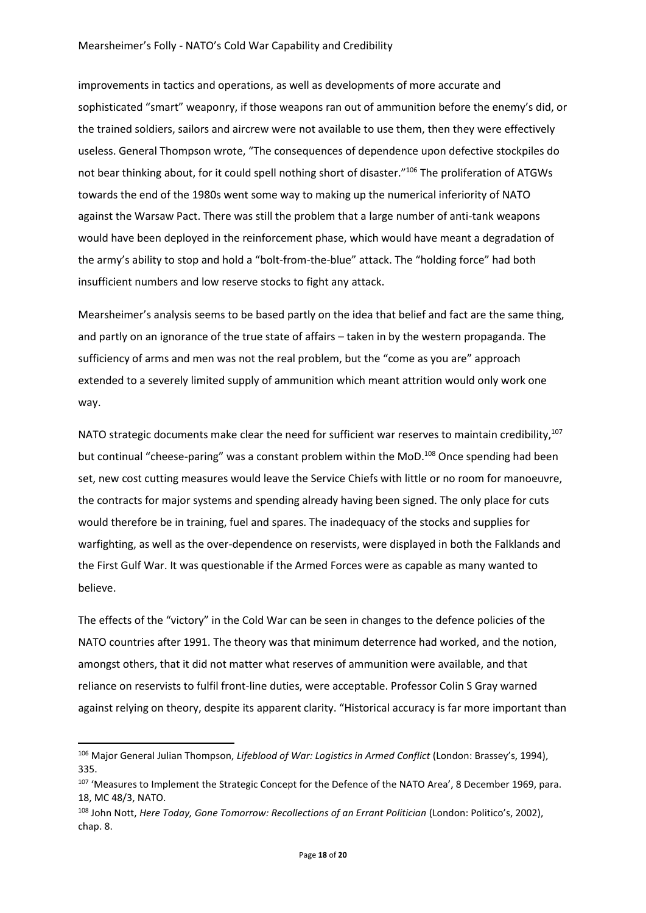improvements in tactics and operations, as well as developments of more accurate and sophisticated "smart" weaponry, if those weapons ran out of ammunition before the enemy's did, or the trained soldiers, sailors and aircrew were not available to use them, then they were effectively useless. General Thompson wrote, "The consequences of dependence upon defective stockpiles do not bear thinking about, for it could spell nothing short of disaster."[106] The proliferation of ATGWs towards the end of the 1980s went some way to making up the numerical inferiority of NATO against the Warsaw Pact. There was still the problem that a large number of anti-tank weapons would have been deployed in the reinforcement phase, which would have meant a degradation of the army's ability to stop and hold a "bolt-from-the-blue" attack. The "holding force" had both insufficient numbers and low reserve stocks to fight any attack.

Mearsheimer's analysis seems to be based partly on the idea that belief and fact are the same thing, and partly on an ignorance of the true state of affairs – taken in by the western propaganda. The sufficiency of arms and men was not the real problem, but the "come as you are" approach extended to a severely limited supply of ammunition which meant attrition would only work one way.

NATO strategic documents make clear the need for sufficient war reserves to maintain credibility,[107] but continual "cheese-paring" was a constant problem within the MoD.[108] Once spending had been set, new cost cutting measures would leave the Service Chiefs with little or no room for manoeuvre, the contracts for major systems and spending already having been signed. The only place for cuts would therefore be in training, fuel and spares. The inadequacy of the stocks and supplies for warfighting, as well as the over-dependence on reservists, were displayed in both the Falklands and the First Gulf War. It was questionable if the Armed Forces were as capable as many wanted to believe.

The effects of the "victory" in the Cold War can be seen in changes to the defence policies of the NATO countries after 1991. The theory was that minimum deterrence had worked, and the notion, amongst others, that it did not matter what reserves of ammunition were available, and that reliance on reservists to fulfil front-line duties, were acceptable. Professor Colin S Gray warned against relying on theory, despite its apparent clarity. "Historical accuracy is far more important than

---

[106] Major General Julian Thompson, *Lifeblood of War: Logistics in Armed Conflict* (London: Brassey's, 1994), 335.

[107] 'Measures to Implement the Strategic Concept for the Defence of the NATO Area', 8 December 1969, para. 18, MC 48/3, NATO.

[108] John Nott, *Here Today, Gone Tomorrow: Recollections of an Errant Politician* (London: Politico's, 2002), chap. 8.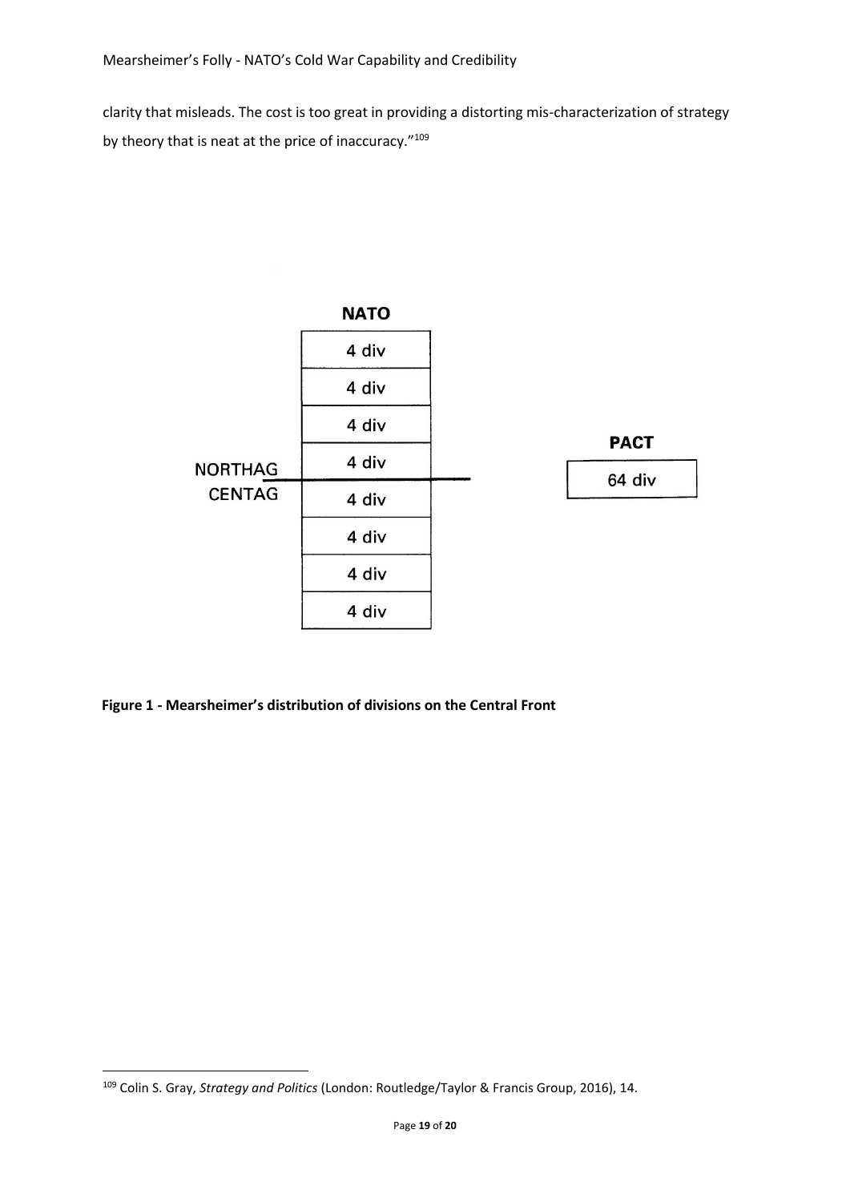clarity that misleads. The cost is too great in providing a distorting mis-characterization of strategy by theory that is neat at the price of inaccuracy."[109]

| NATO | | PACT |
|---|---|---|
| | 4 div | |
| | 4 div | |
| | 4 div | |
| NORTHAG | 4 div | 64 div |
| CENTAG | 4 div | |
| | 4 div | |
| | 4 div | |
| | 4 div | |

**Figure 1 - Mearsheimer's distribution of divisions on the Central Front**

[109] Colin S. Gray, *Strategy and Politics* (London: Routledge/Taylor & Francis Group, 2016), 14.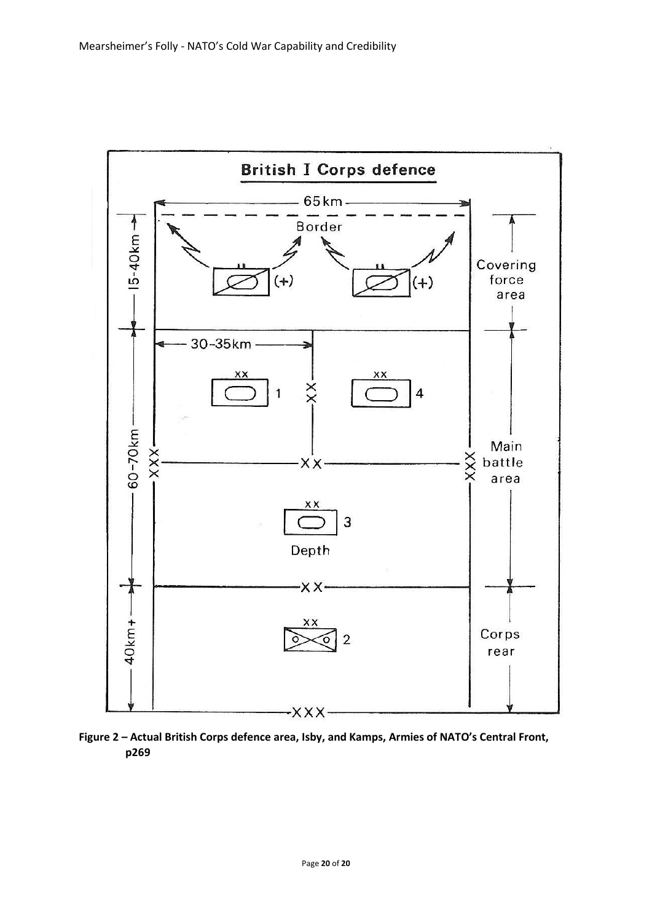British I Corps defence

65km

Border

15-40km

Covering force area

30-35km

XX 1

XX 4

60-70km

Main battle area

XXX

XX

XX 3

Depth

XX

40km+

XX 2

Corps rear

XXX

**Figure 2 – Actual British Corps defence area, Isby, and Kamps, Armies of NATO's Central Front, p269**